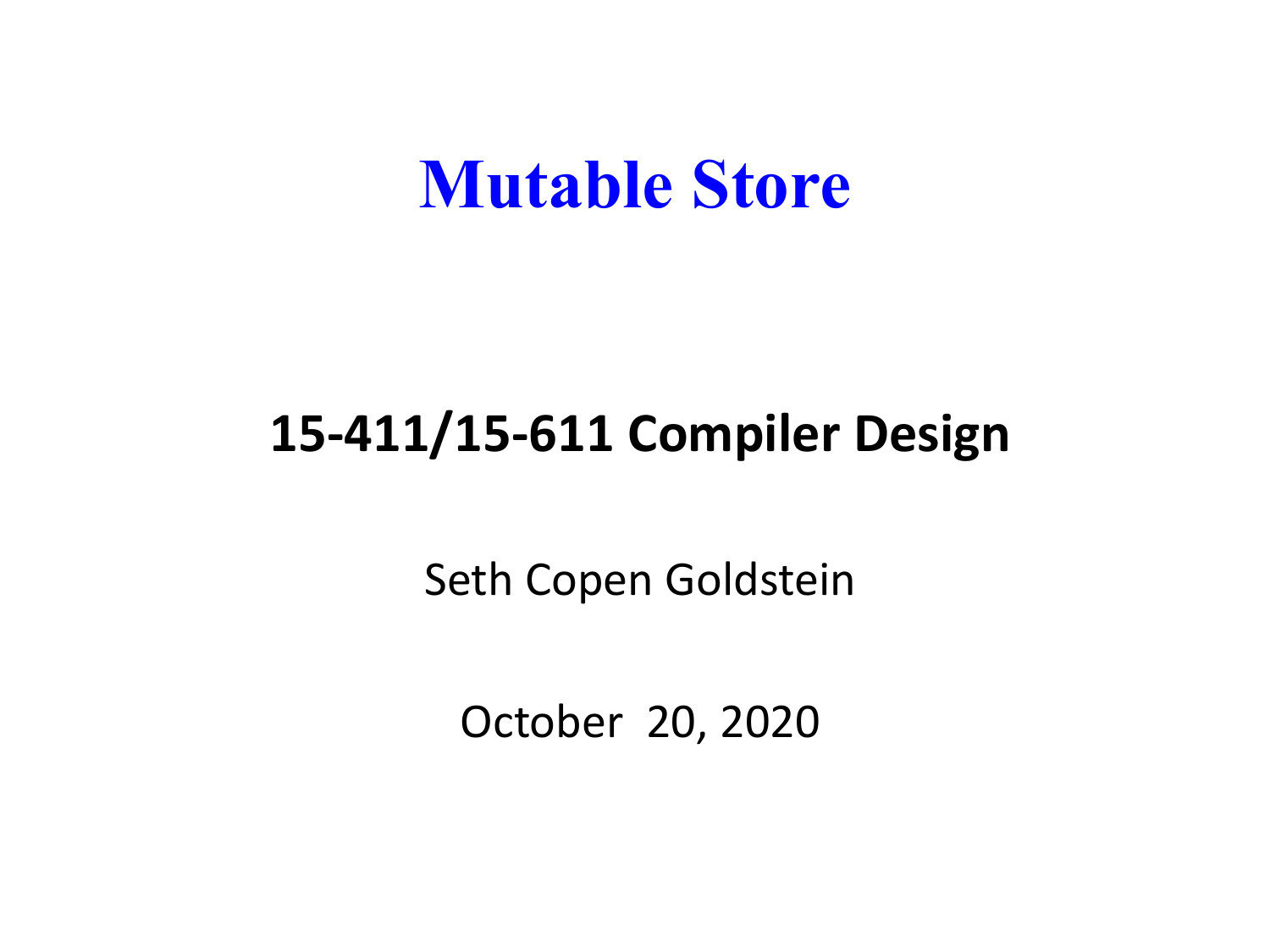# Mutable Store

**15-411/15-611 Compiler Design**

Seth Copen Goldstein

October 20, 2020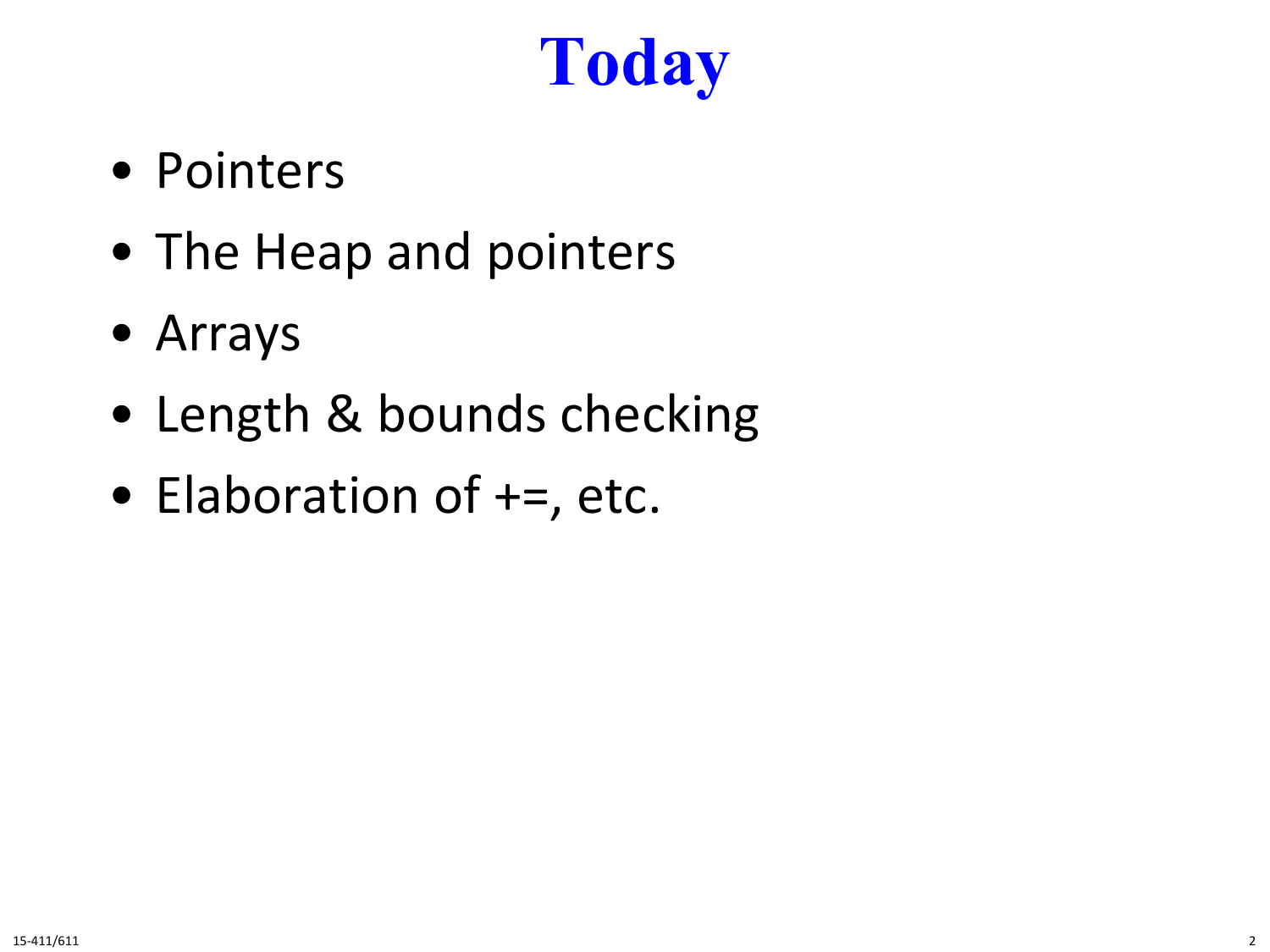# Today

- Pointers
- The Heap and pointers
- Arrays
- Length & bounds checking
- Elaboration of +=, etc.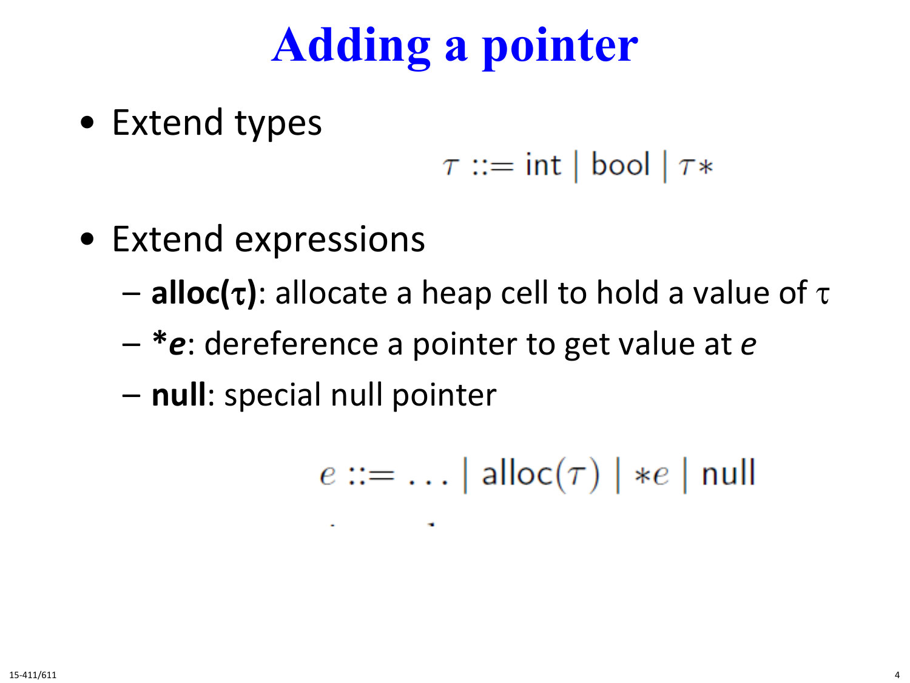# Adding a pointer

- Extend types

$$\tau ::= \mathsf{int} \mid \mathsf{bool} \mid \tau*$$

- Extend expressions
  - **alloc(τ)**: allocate a heap cell to hold a value of τ
  - ***e***: dereference a pointer to get value at *e*
  - **null**: special null pointer

$$e ::= \ldots \mid \mathsf{alloc}(\tau) \mid *e \mid \mathsf{null}$$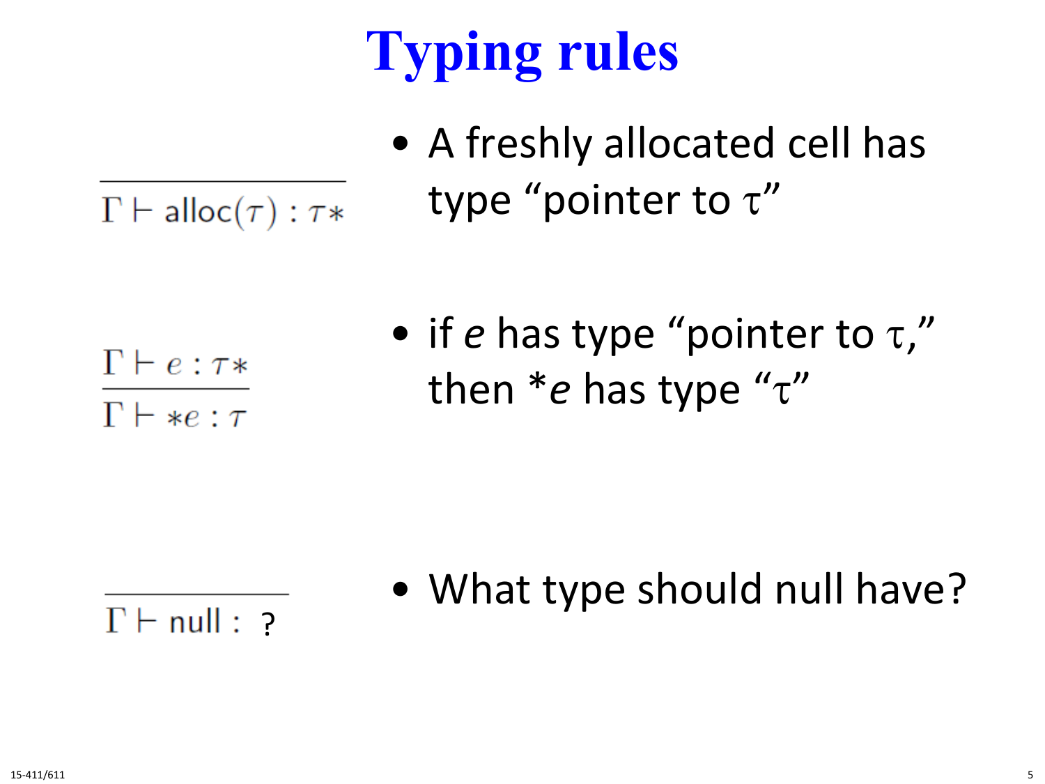# Typing rules

$$\frac{}{\Gamma \vdash \mathsf{alloc}(\tau) : \tau*}$$

- A freshly allocated cell has type "pointer to τ"

$$\frac{\Gamma \vdash e : \tau*}{\Gamma \vdash *e : \tau}$$

- if *e* has type "pointer to τ," then **e* has type "τ"

$$\frac{}{\Gamma \vdash \mathsf{null} : \ ?}$$

- What type should null have?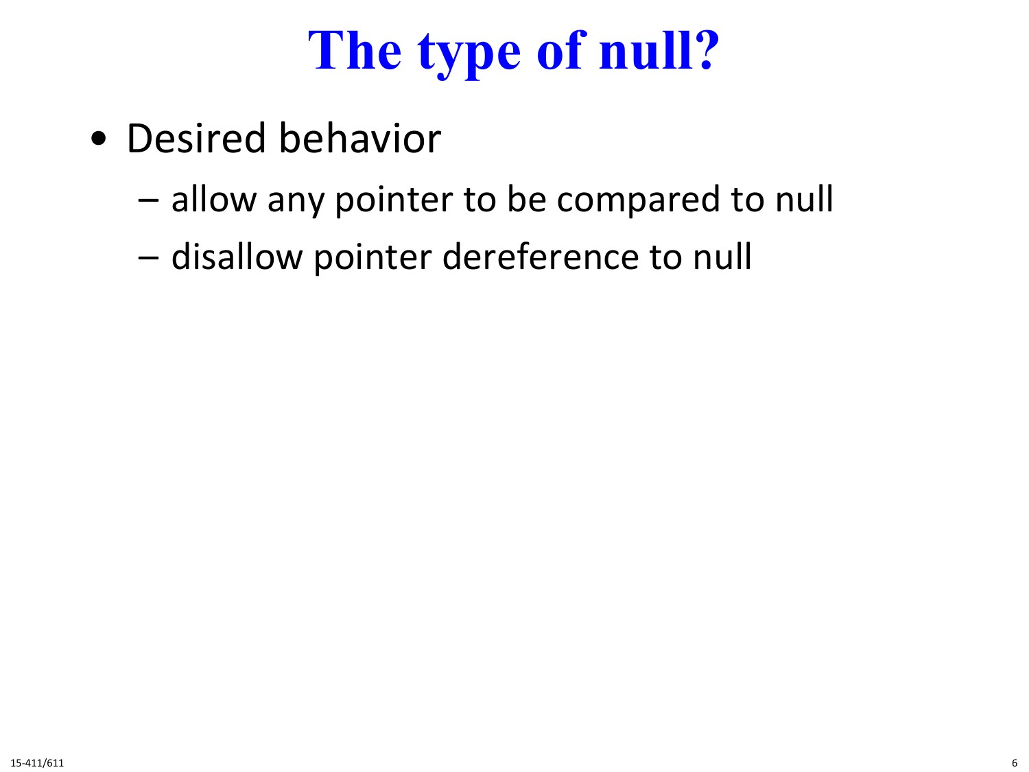# The type of null?

- Desired behavior
  - allow any pointer to be compared to null
  - disallow pointer dereference to null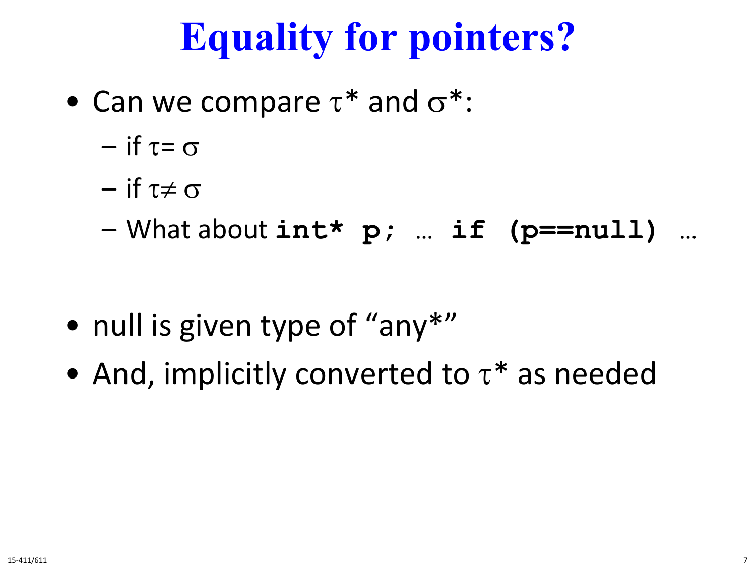# Equality for pointers?

- Can we compare $\tau$* and $\sigma$*:
  - if $\tau = \sigma$
  - if $\tau \neq \sigma$
  - What about **`int* p;`** … **`if (p==null)`** …

- null is given type of "any*"
- And, implicitly converted to $\tau$* as needed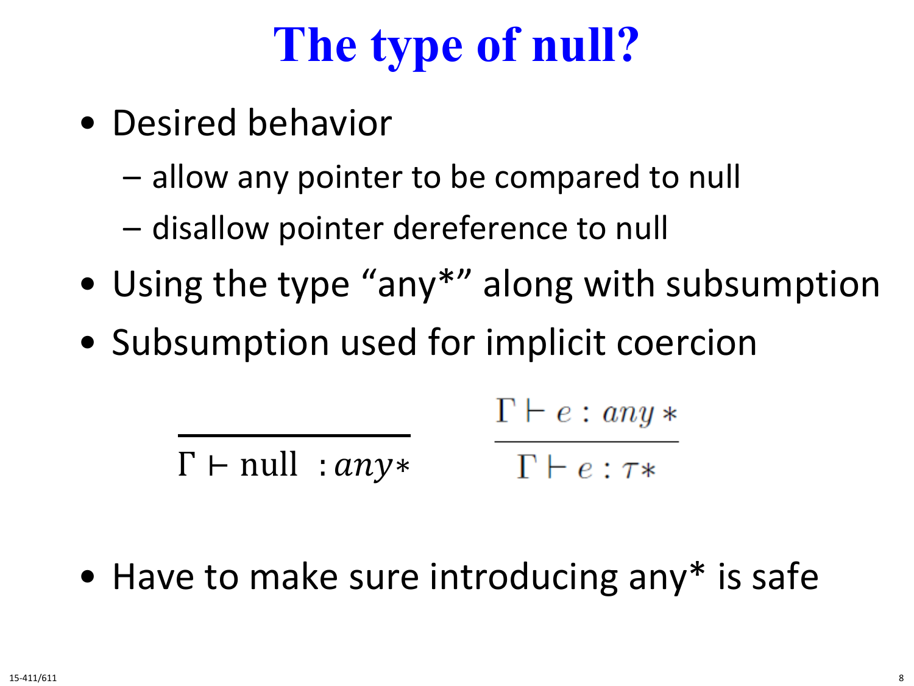# The type of null?

- Desired behavior
  - allow any pointer to be compared to null
  - disallow pointer dereference to null
- Using the type "any*" along with subsumption
- Subsumption used for implicit coercion

$$\frac{}{\Gamma \vdash \text{null} : any*} \qquad \frac{\Gamma \vdash e : any*}{\Gamma \vdash e : \tau*}$$

- Have to make sure introducing any* is safe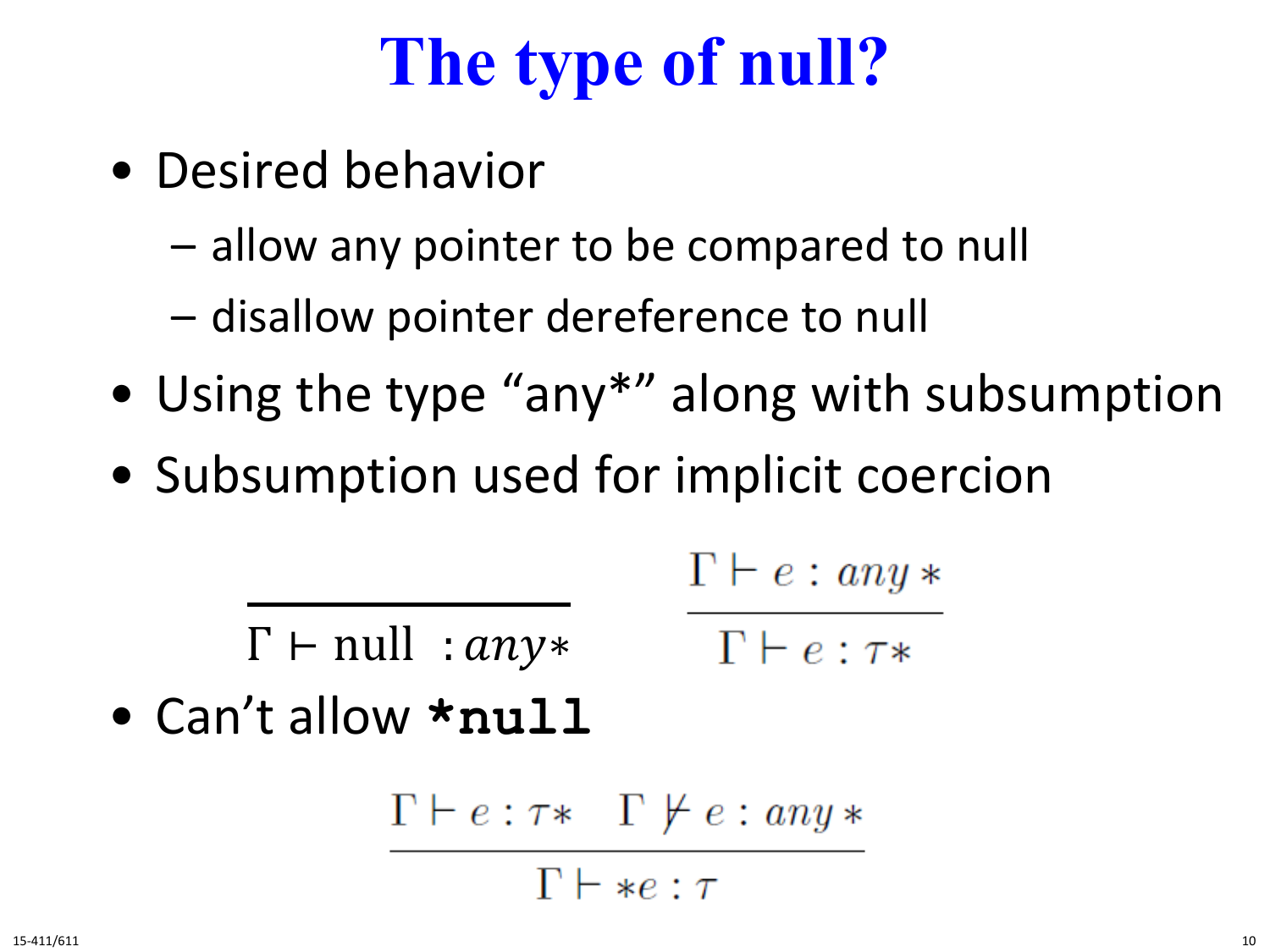# The type of null?

- Desired behavior
  - allow any pointer to be compared to null
  - disallow pointer dereference to null
- Using the type "any*" along with subsumption
- Subsumption used for implicit coercion

$$\frac{}{\Gamma \vdash \text{null} : any*} \qquad \frac{\Gamma \vdash e : any*}{\Gamma \vdash e : \tau*}$$

- Can't allow **`*null`**

$$\frac{\Gamma \vdash e : \tau* \quad \Gamma \not\vdash e : any*}{\Gamma \vdash *e : \tau}$$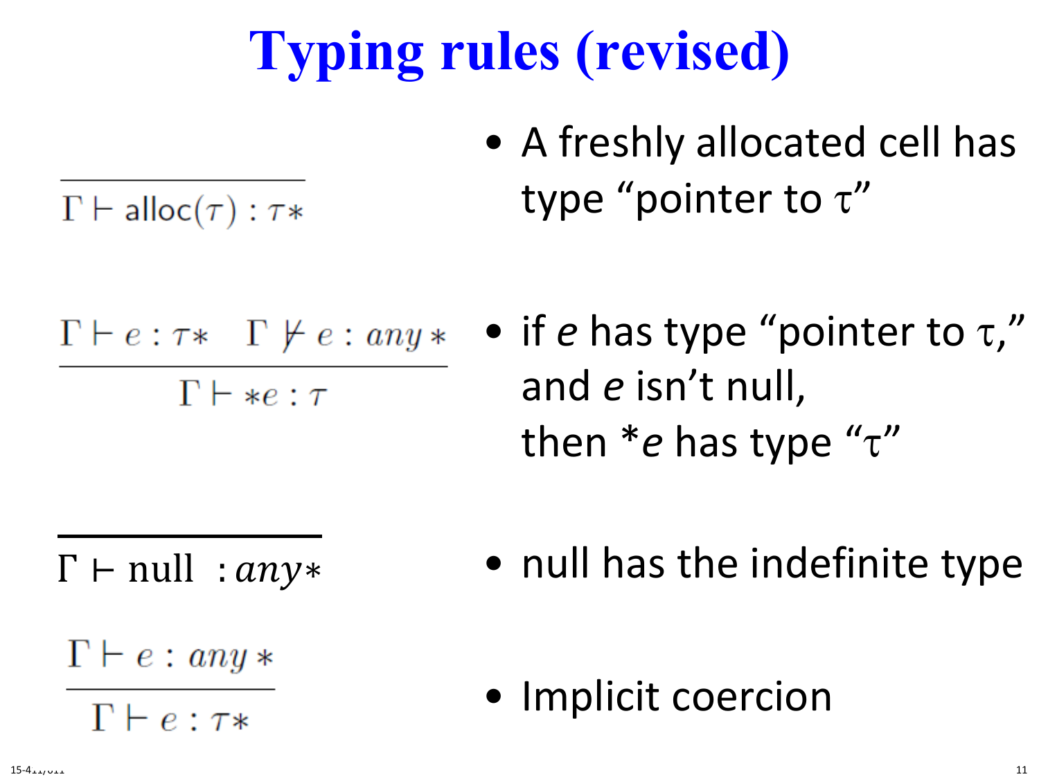# Typing rules (revised)

$$\frac{}{\Gamma \vdash \mathsf{alloc}(\tau) : \tau*}$$

- A freshly allocated cell has type "pointer to τ"

$$\frac{\Gamma \vdash e : \tau* \quad \Gamma \not\vdash e : any*}{\Gamma \vdash *e : \tau}$$

- if *e* has type "pointer to τ," and *e* isn't null, then *\*e* has type "τ"

$$\frac{}{\Gamma \vdash \text{null} : any*}$$

- null has the indefinite type

$$\frac{\Gamma \vdash e : any*}{\Gamma \vdash e : \tau*}$$

- Implicit coercion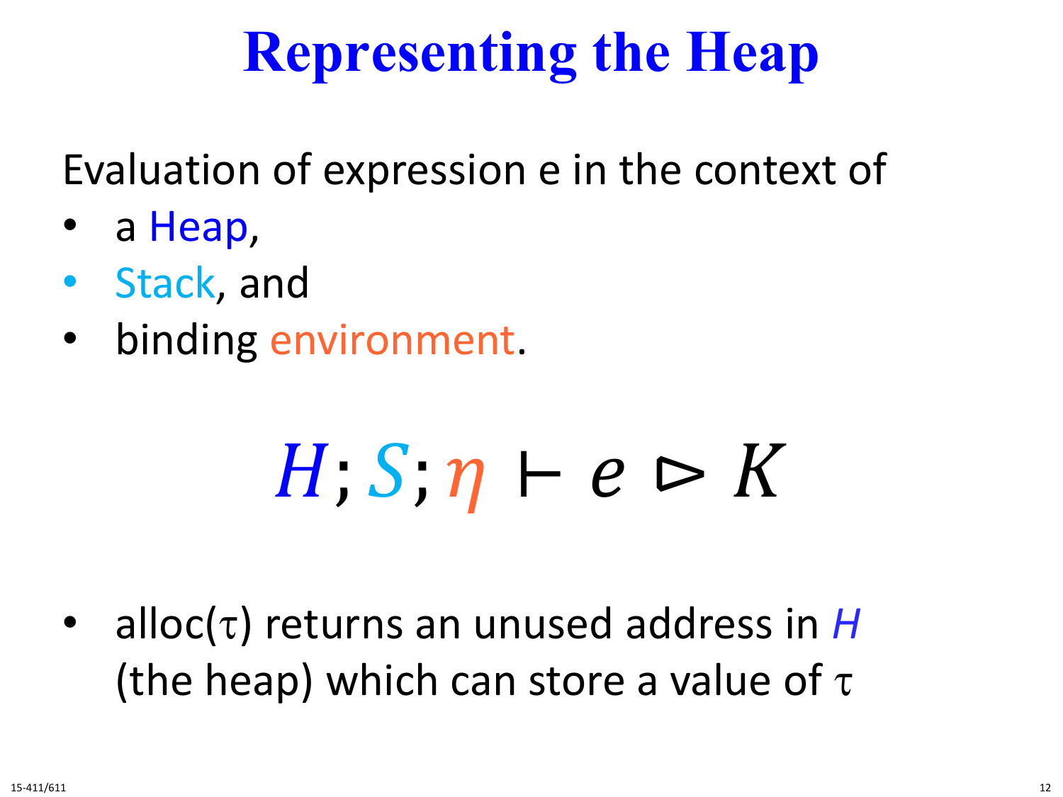# Representing the Heap

Evaluation of expression e in the context of

- a Heap,
- Stack, and
- binding environment.

$$H; S; \eta \vdash e \rhd K$$

- alloc($\tau$) returns an unused address in *H* (the heap) which can store a value of $\tau$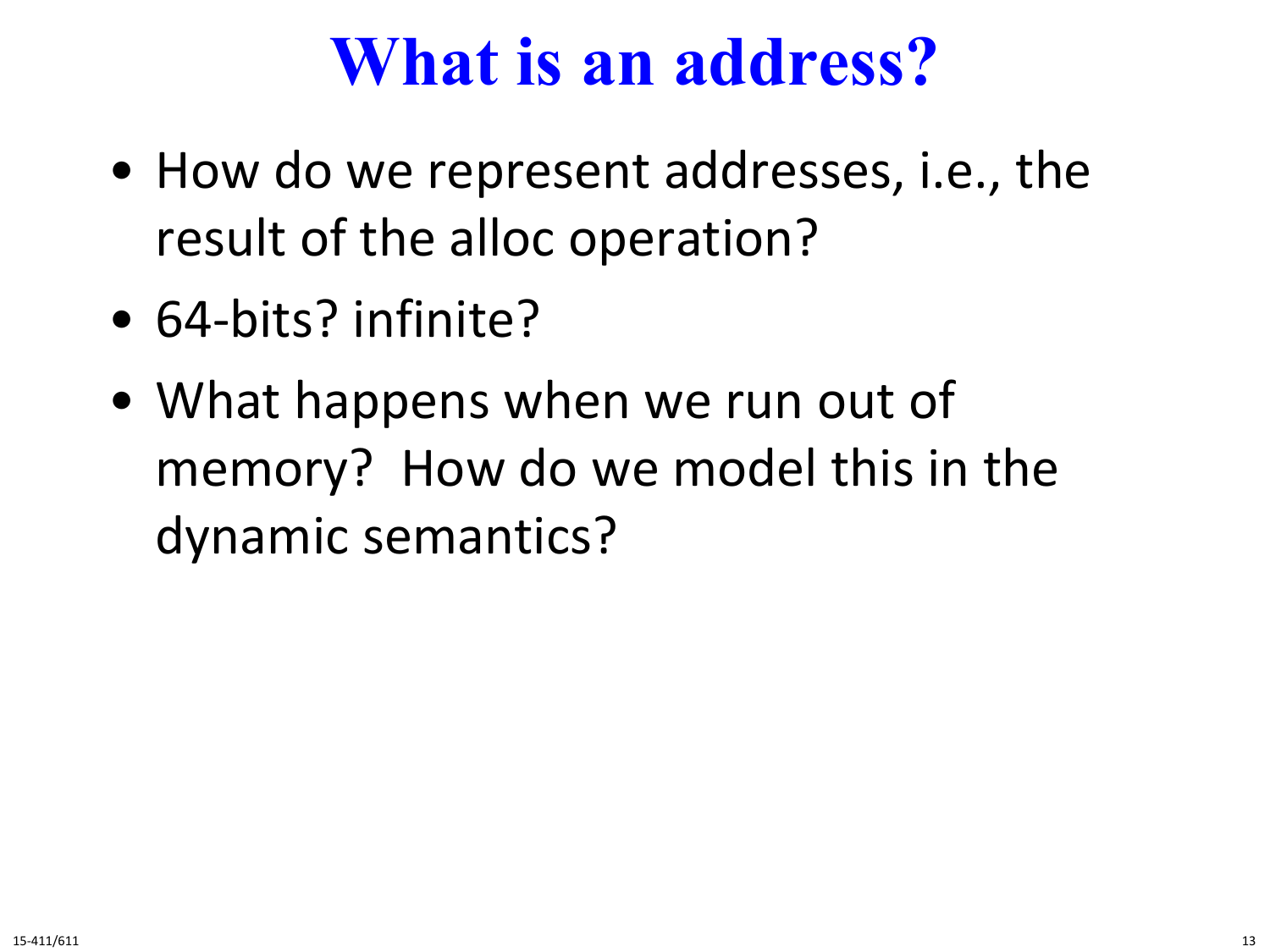# What is an address?

- How do we represent addresses, i.e., the result of the alloc operation?
- 64-bits? infinite?
- What happens when we run out of memory? How do we model this in the dynamic semantics?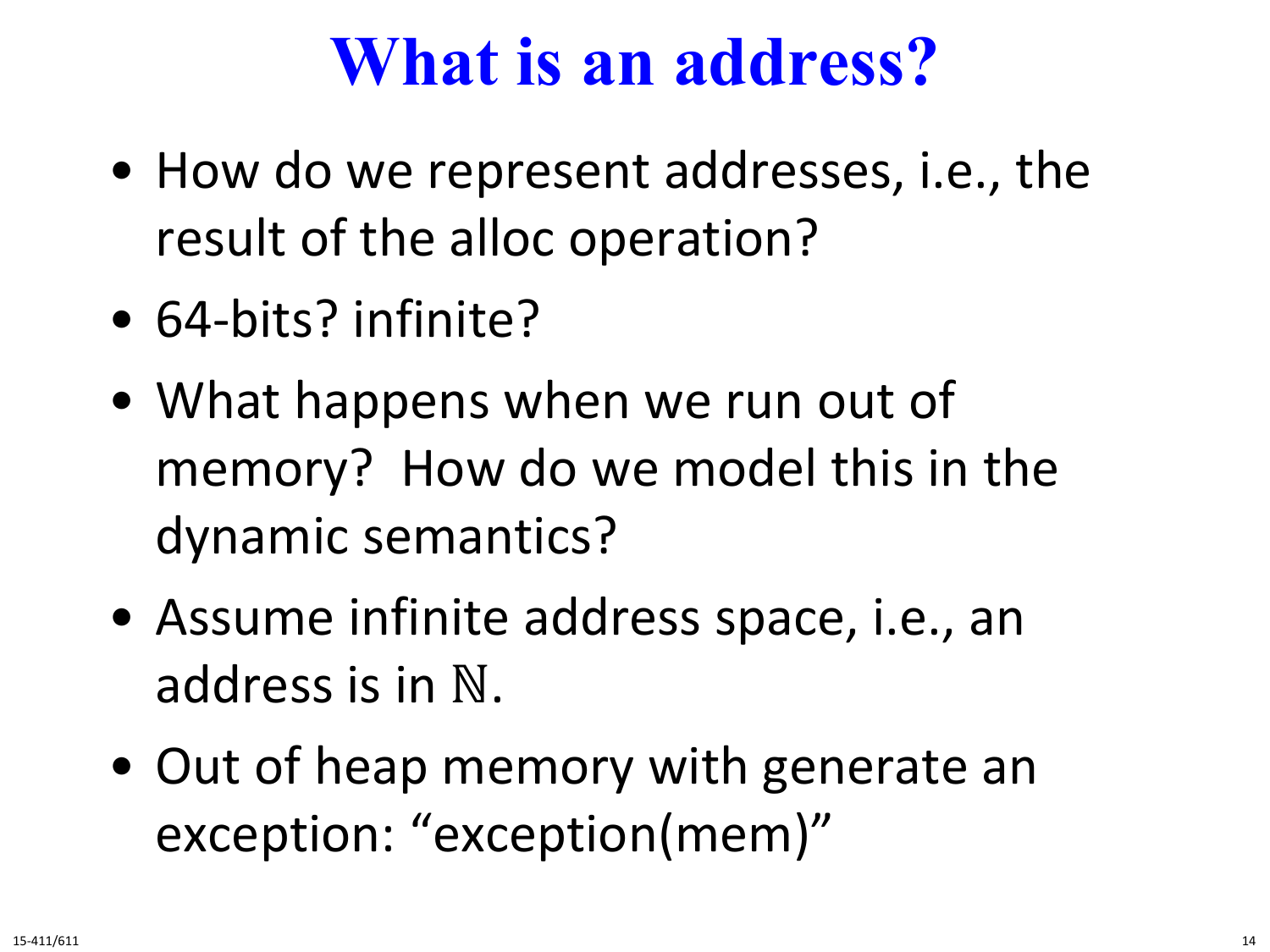# What is an address?

- How do we represent addresses, i.e., the result of the alloc operation?
- 64-bits? infinite?
- What happens when we run out of memory? How do we model this in the dynamic semantics?
- Assume infinite address space, i.e., an address is in $\mathbb{N}$.
- Out of heap memory with generate an exception: “exception(mem)”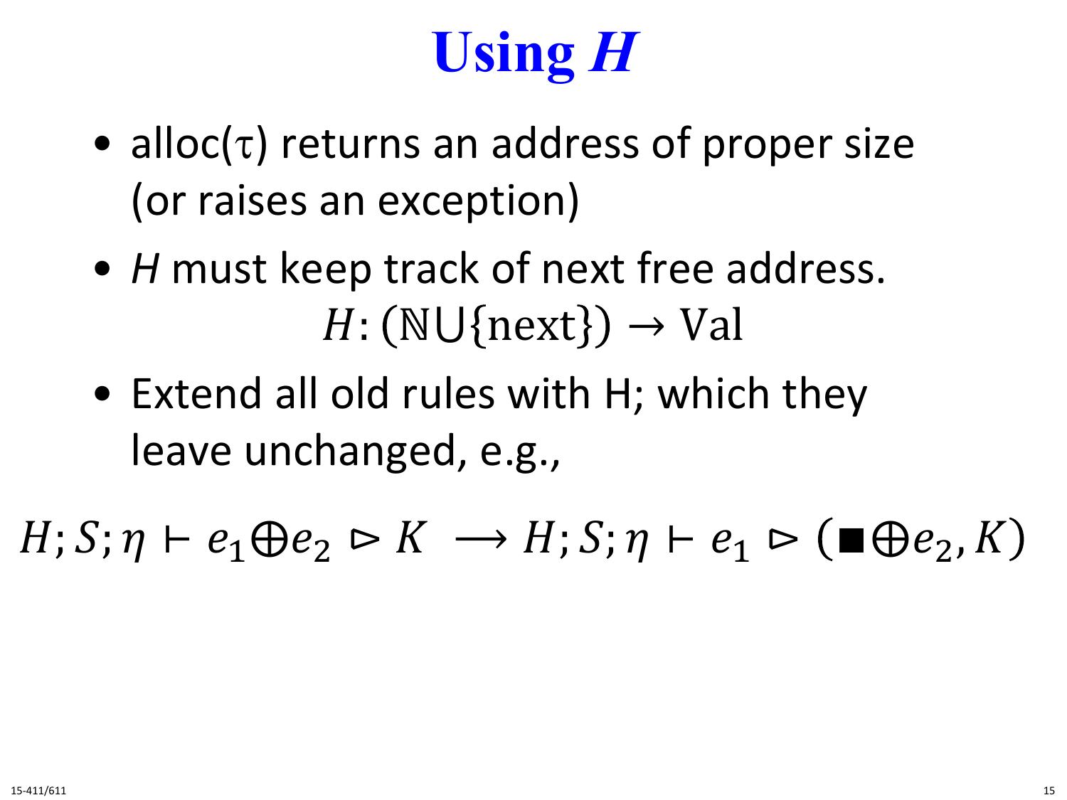# Using *H*

- alloc($\tau$) returns an address of proper size (or raises an exception)
- *H* must keep track of next free address.

$$H\colon (\mathbb{N} \cup \{\text{next}\}) \to \text{Val}$$

- Extend all old rules with H; which they leave unchanged, e.g.,

$$H; S; \eta \vdash e_1 \oplus e_2 \rhd K \;\longrightarrow H; S; \eta \vdash e_1 \rhd (\blacksquare \oplus e_2, K)$$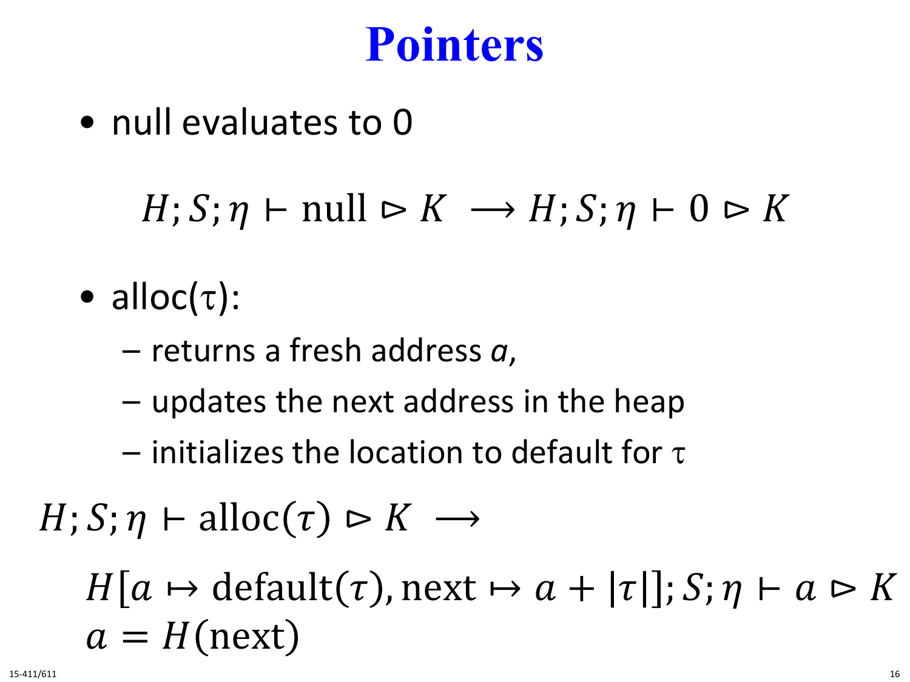# Pointers

- null evaluates to 0

$$H; S; \eta \vdash \text{null} \rhd K \longrightarrow H; S; \eta \vdash 0 \rhd K$$

- alloc($\tau$):
  - returns a fresh address *a*,
  - updates the next address in the heap
  - initializes the location to default for $\tau$

$$H; S; \eta \vdash \text{alloc}(\tau) \rhd K \longrightarrow$$

$$H[a \mapsto \text{default}(\tau), \text{next} \mapsto a + |\tau|]; S; \eta \vdash a \rhd K$$
$$a = H(\text{next})$$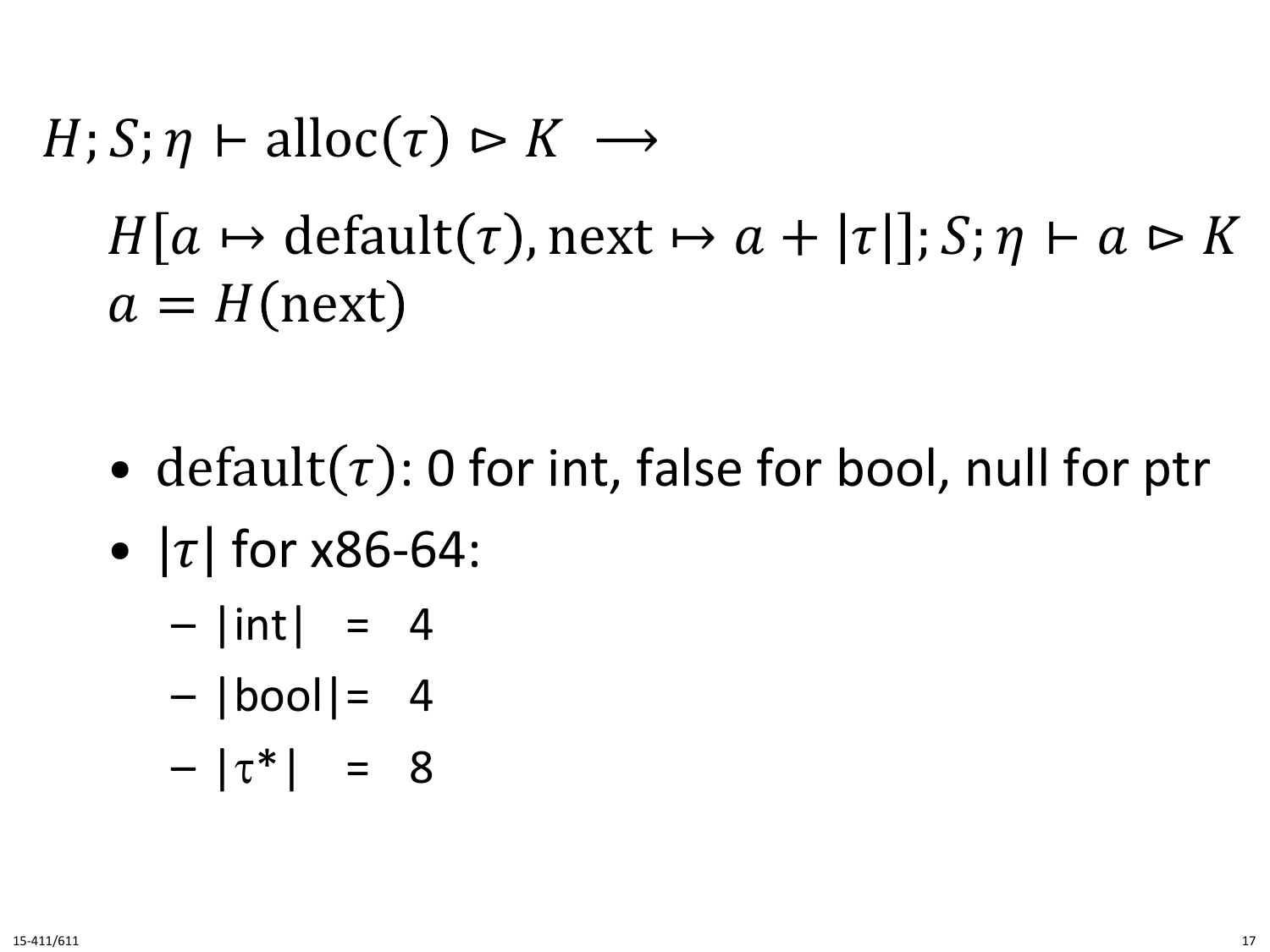$$H; S; \eta \vdash \text{alloc}(\tau) \rhd K \;\; \longrightarrow$$

$$H[a \mapsto \text{default}(\tau), \text{next} \mapsto a + |\tau|]; S; \eta \vdash a \rhd K$$
$$a = H(\text{next})$$

- $\text{default}(\tau)$: 0 for int, false for bool, null for ptr
- $|\tau|$ for x86-64:
  - $|\text{int}| = 4$
  - $|\text{bool}| = 4$
  - $|\tau^*| = 8$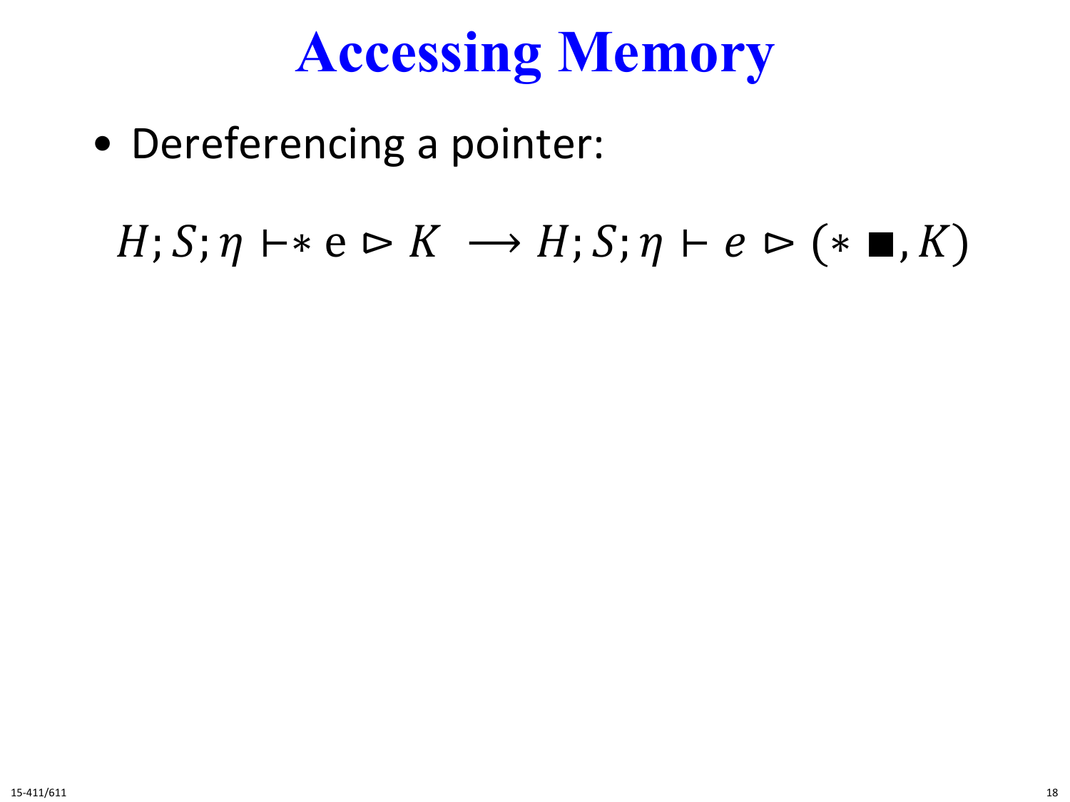# Accessing Memory

- Dereferencing a pointer:

$$H; S; \eta \vdash * \, \mathrm{e} \rhd K \;\longrightarrow\; H; S; \eta \vdash e \rhd (* \,\blacksquare, K)$$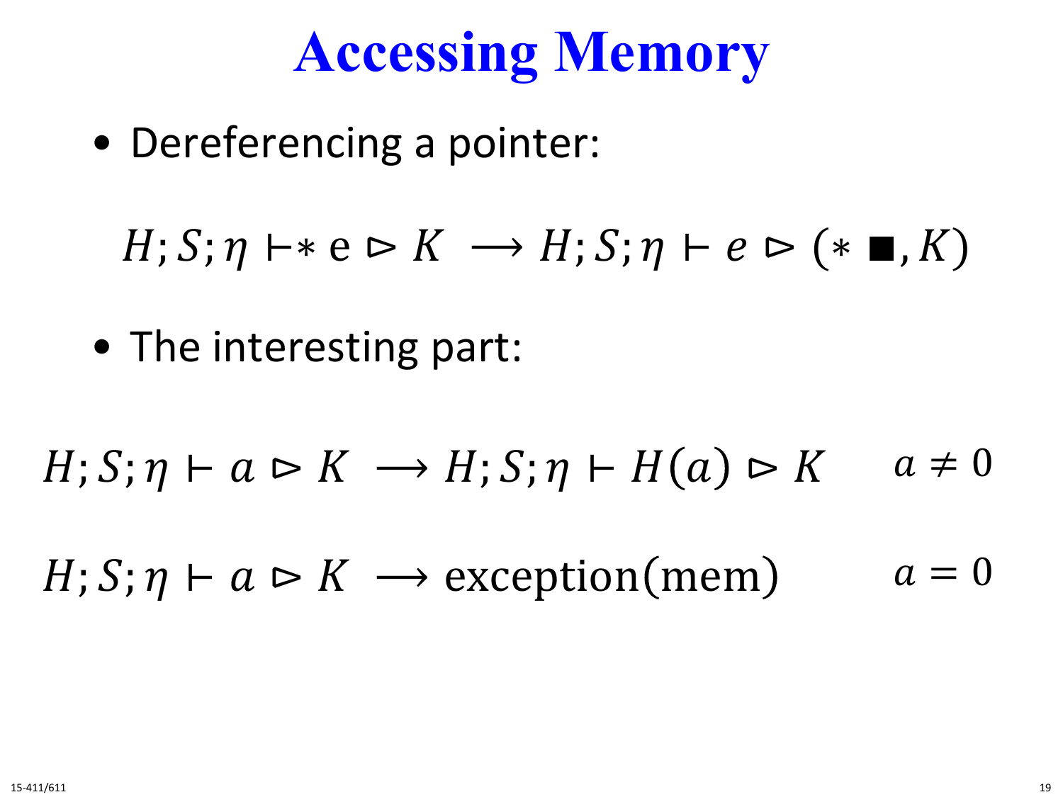# Accessing Memory

- Dereferencing a pointer:

$$H; S; \eta \vdash * \,\mathrm{e} \rhd K \;\longrightarrow\; H; S; \eta \vdash e \rhd (* \,\blacksquare, K)$$

- The interesting part:

$$H; S; \eta \vdash a \rhd K \;\longrightarrow\; H; S; \eta \vdash H(a) \rhd K \qquad a \neq 0$$

$$H; S; \eta \vdash a \rhd K \;\longrightarrow\; \mathrm{exception(mem)} \qquad a = 0$$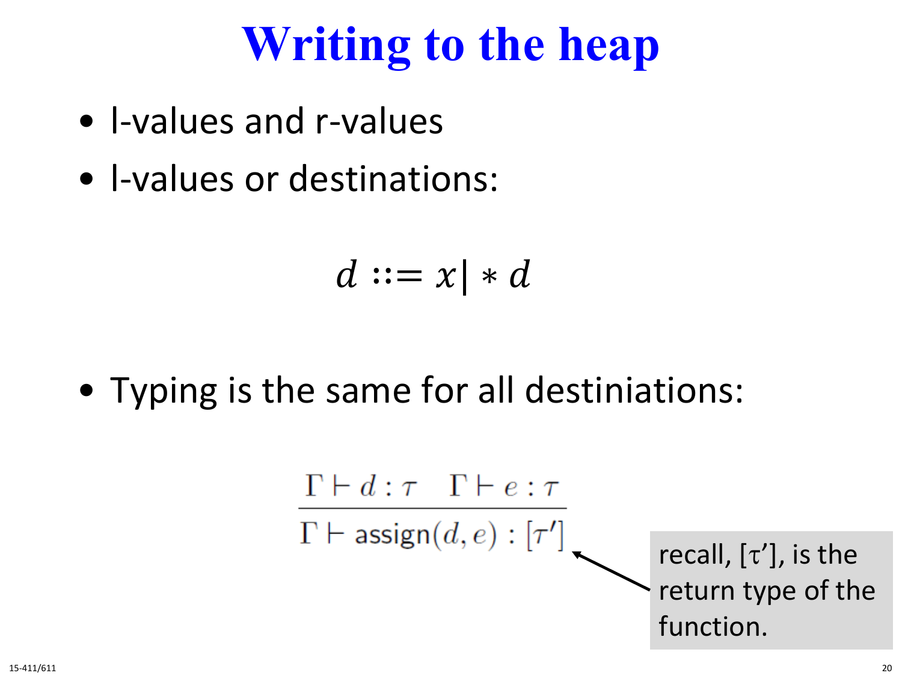# Writing to the heap

- l-values and r-values
- l-values or destinations:

$$d ::= x \mid *\, d$$

- Typing is the same for all destiniations:

$$\frac{\Gamma \vdash d : \tau \quad \Gamma \vdash e : \tau}{\Gamma \vdash \mathsf{assign}(d, e) : [\tau']}$$

recall, $[\tau']$, is the return type of the function.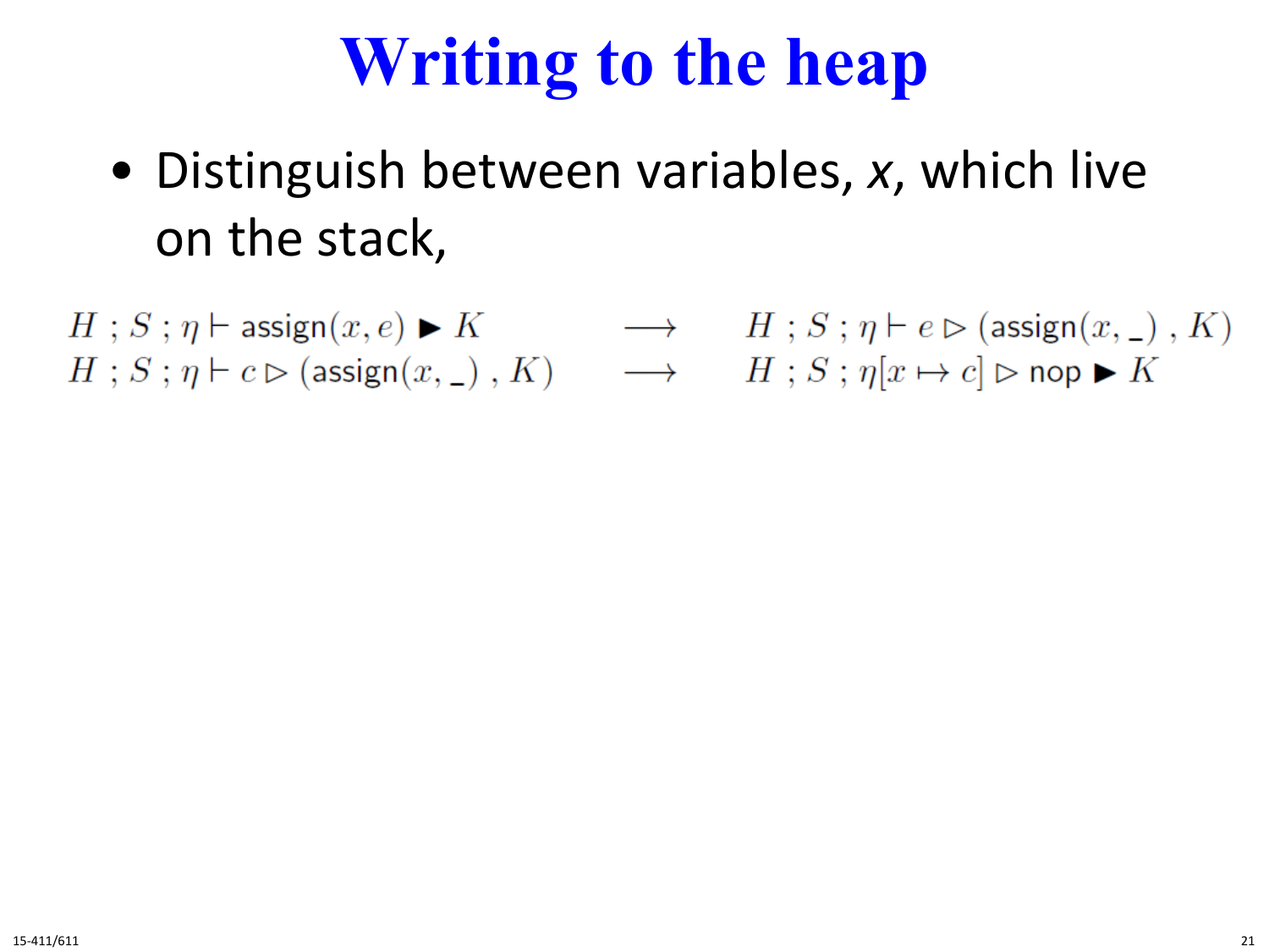# Writing to the heap

- Distinguish between variables, *x*, which live on the stack,

$$
\begin{array}{lcl}
H \; ; S \; ; \eta \vdash \mathsf{assign}(x, e) \blacktriangleright K & \longrightarrow & H \; ; S \; ; \eta \vdash e \rhd (\mathsf{assign}(x, \_) \; , K) \\
H \; ; S \; ; \eta \vdash c \rhd (\mathsf{assign}(x, \_) \; , K) & \longrightarrow & H \; ; S \; ; \eta[x \mapsto c] \rhd \mathsf{nop} \blacktriangleright K
\end{array}
$$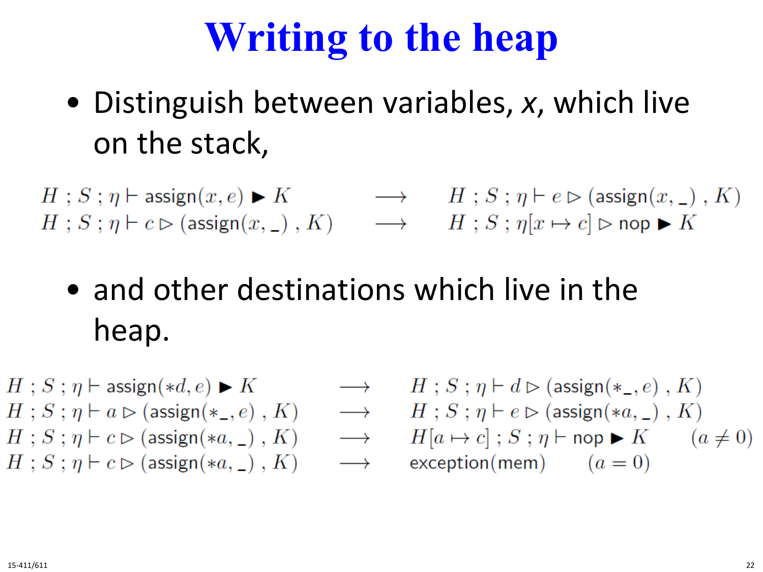# Writing to the heap

- Distinguish between variables, *x*, which live on the stack,

$$
\begin{array}{lcl}
H \; ; S \; ; \eta \vdash \mathsf{assign}(x, e) \blacktriangleright K & \longrightarrow & H \; ; S \; ; \eta \vdash e \rhd (\mathsf{assign}(x, \_) \; , K) \\
H \; ; S \; ; \eta \vdash c \rhd (\mathsf{assign}(x, \_) \; , K) & \longrightarrow & H \; ; S \; ; \eta[x \mapsto c] \rhd \mathsf{nop} \blacktriangleright K
\end{array}
$$

- and other destinations which live in the heap.

$$
\begin{array}{lcl}
H \; ; S \; ; \eta \vdash \mathsf{assign}(*d, e) \blacktriangleright K & \longrightarrow & H \; ; S \; ; \eta \vdash d \rhd (\mathsf{assign}(*\_, e) \; , K) \\
H \; ; S \; ; \eta \vdash a \rhd (\mathsf{assign}(*\_, e) \; , K) & \longrightarrow & H \; ; S \; ; \eta \vdash e \rhd (\mathsf{assign}(*a, \_) \; , K) \\
H \; ; S \; ; \eta \vdash c \rhd (\mathsf{assign}(*a, \_) \; , K) & \longrightarrow & H[a \mapsto c] \; ; S \; ; \eta \vdash \mathsf{nop} \blacktriangleright K \qquad (a \neq 0) \\
H \; ; S \; ; \eta \vdash c \rhd (\mathsf{assign}(*a, \_) \; , K) & \longrightarrow & \mathsf{exception}(\mathsf{mem}) \qquad (a = 0)
\end{array}
$$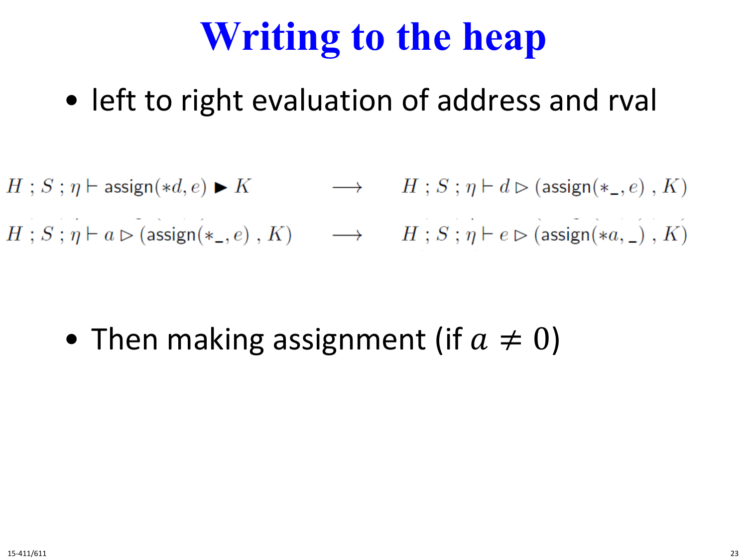# Writing to the heap

- left to right evaluation of address and rval

$$H \; ; S \; ; \eta \vdash \mathsf{assign}(*d, e) \blacktriangleright K \quad \longrightarrow \quad H \; ; S \; ; \eta \vdash d \rhd (\mathsf{assign}(*\_, e) \; , K)$$

$$H \; ; S \; ; \eta \vdash a \rhd (\mathsf{assign}(*\_, e) \; , K) \quad \longrightarrow \quad H \; ; S \; ; \eta \vdash e \rhd (\mathsf{assign}(*a, \_) \; , K)$$

- Then making assignment (if $a \neq 0$)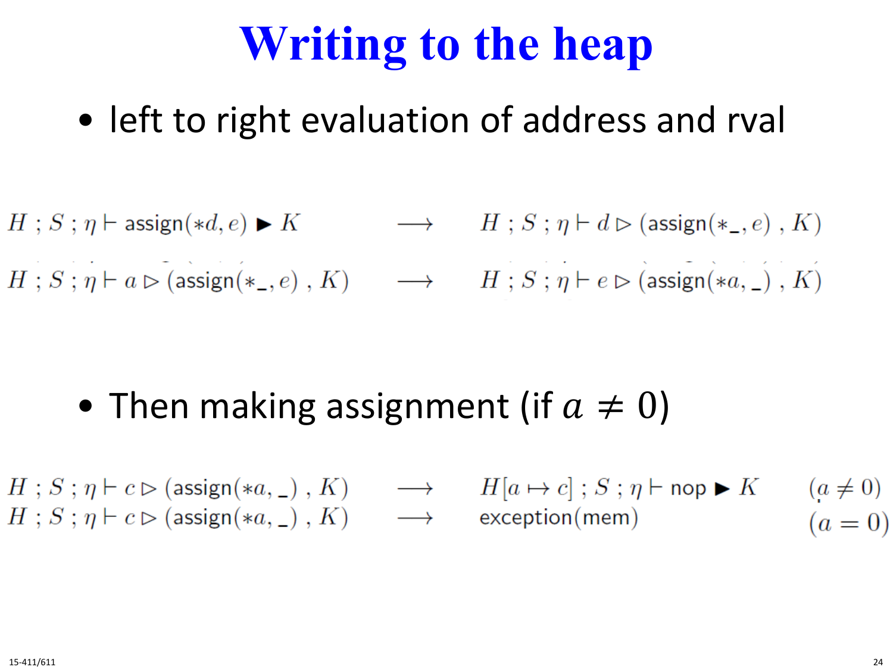# Writing to the heap

- left to right evaluation of address and rval

$$H \; ; S \; ; \eta \vdash \mathsf{assign}(*d, e) \blacktriangleright K \quad \longrightarrow \quad H \; ; S \; ; \eta \vdash d \rhd (\mathsf{assign}(*\_, e) \; , K)$$

$$H \; ; S \; ; \eta \vdash a \rhd (\mathsf{assign}(*\_, e) \; , K) \quad \longrightarrow \quad H \; ; S \; ; \eta \vdash e \rhd (\mathsf{assign}(*a, \_) \; , K)$$

- Then making assignment (if $a \neq 0$)

$$H \; ; S \; ; \eta \vdash c \rhd (\mathsf{assign}(*a, \_) \; , K) \quad \longrightarrow \quad H[a \mapsto c] \; ; S \; ; \eta \vdash \mathsf{nop} \blacktriangleright K \qquad (a \neq 0)$$

$$H \; ; S \; ; \eta \vdash c \rhd (\mathsf{assign}(*a, \_) \; , K) \quad \longrightarrow \quad \mathsf{exception}(\mathsf{mem}) \qquad (a = 0)$$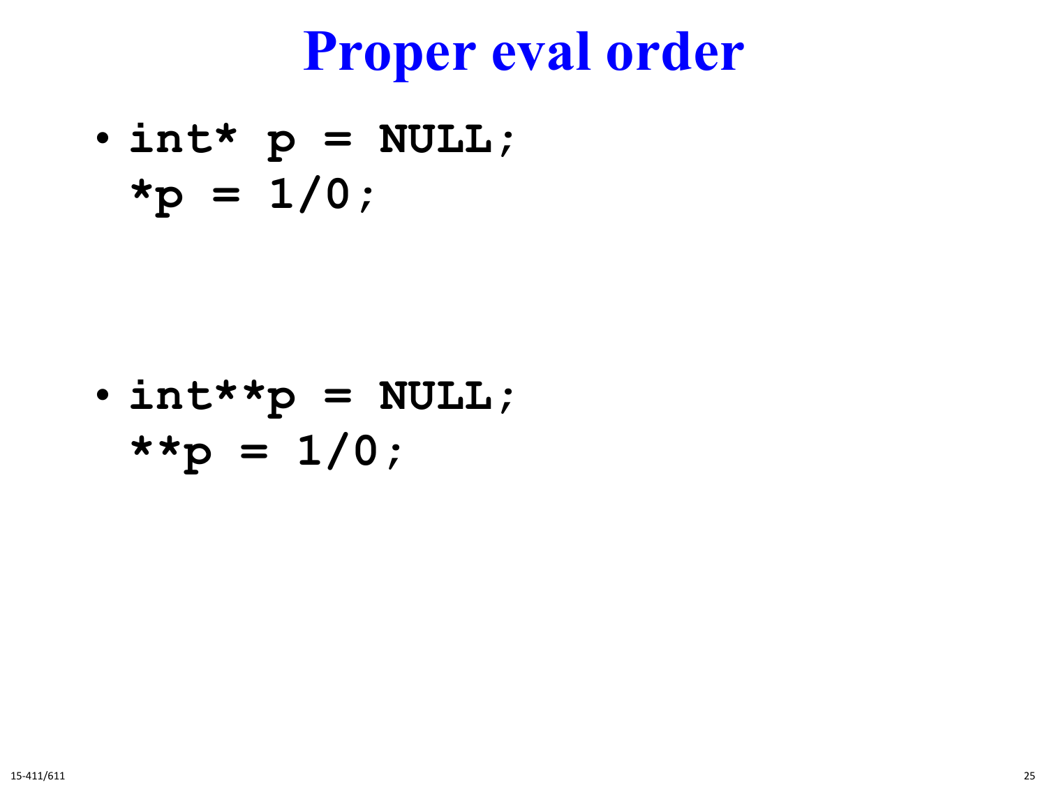# Proper eval order

- ```
  int* p = NULL;
  *p = 1/0;
  ```

- ```
  int**p = NULL;
  **p = 1/0;
  ```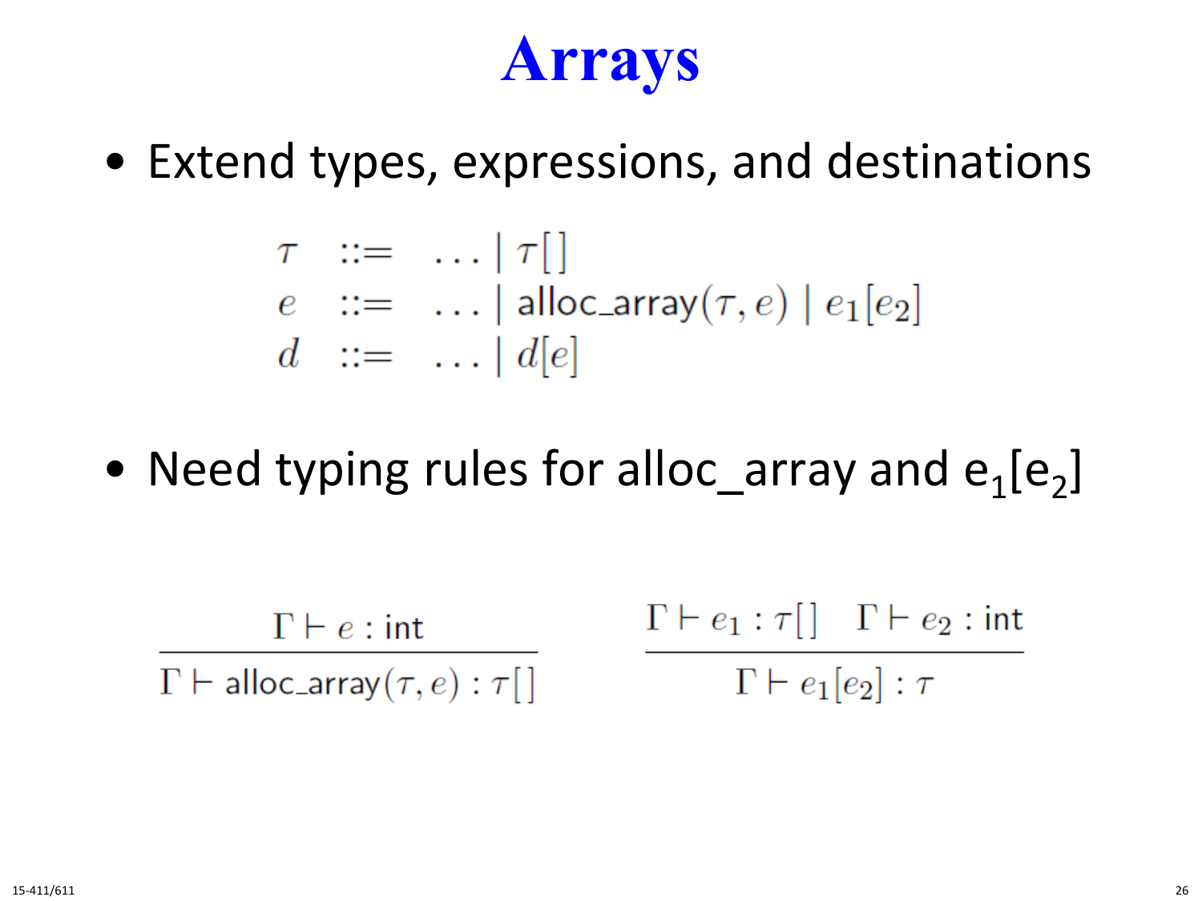# Arrays

- Extend types, expressions, and destinations

$$
\begin{array}{lcl}
\tau & ::= & \ldots \mid \tau[\,] \\
e & ::= & \ldots \mid \mathsf{alloc\_array}(\tau, e) \mid e_1[e_2] \\
d & ::= & \ldots \mid d[e]
\end{array}
$$

- Need typing rules for alloc_array and $e_1[e_2]$

$$
\frac{\Gamma \vdash e : \mathsf{int}}{\Gamma \vdash \mathsf{alloc\_array}(\tau, e) : \tau[\,]}
\qquad
\frac{\Gamma \vdash e_1 : \tau[\,] \quad \Gamma \vdash e_2 : \mathsf{int}}{\Gamma \vdash e_1[e_2] : \tau}
$$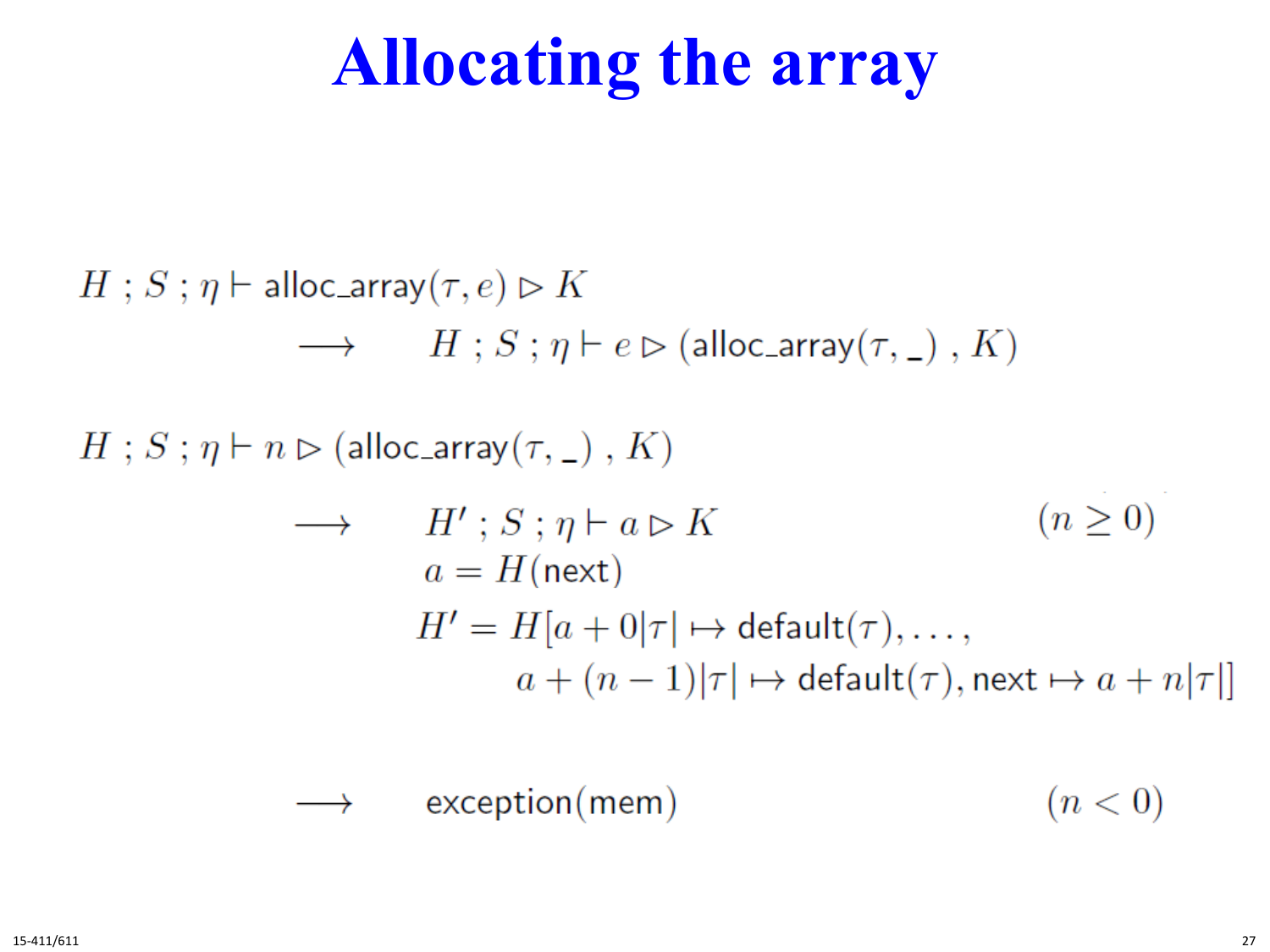# Allocating the array

$$H \;;\; S \;;\; \eta \vdash \mathsf{alloc\_array}(\tau, e) \rhd K$$
$$\longrightarrow \quad H \;;\; S \;;\; \eta \vdash e \rhd (\mathsf{alloc\_array}(\tau, \_)\;,\; K)$$

$$H \;;\; S \;;\; \eta \vdash n \rhd (\mathsf{alloc\_array}(\tau, \_)\;,\; K)$$

$$\longrightarrow \quad H' \;;\; S \;;\; \eta \vdash a \rhd K \qquad (n \geq 0)$$
$$a = H(\mathsf{next})$$
$$H' = H[a + 0|\tau| \mapsto \mathsf{default}(\tau), \ldots,$$
$$a + (n-1)|\tau| \mapsto \mathsf{default}(\tau), \mathsf{next} \mapsto a + n|\tau|]$$

$$\longrightarrow \quad \mathsf{exception}(\mathsf{mem}) \qquad (n < 0)$$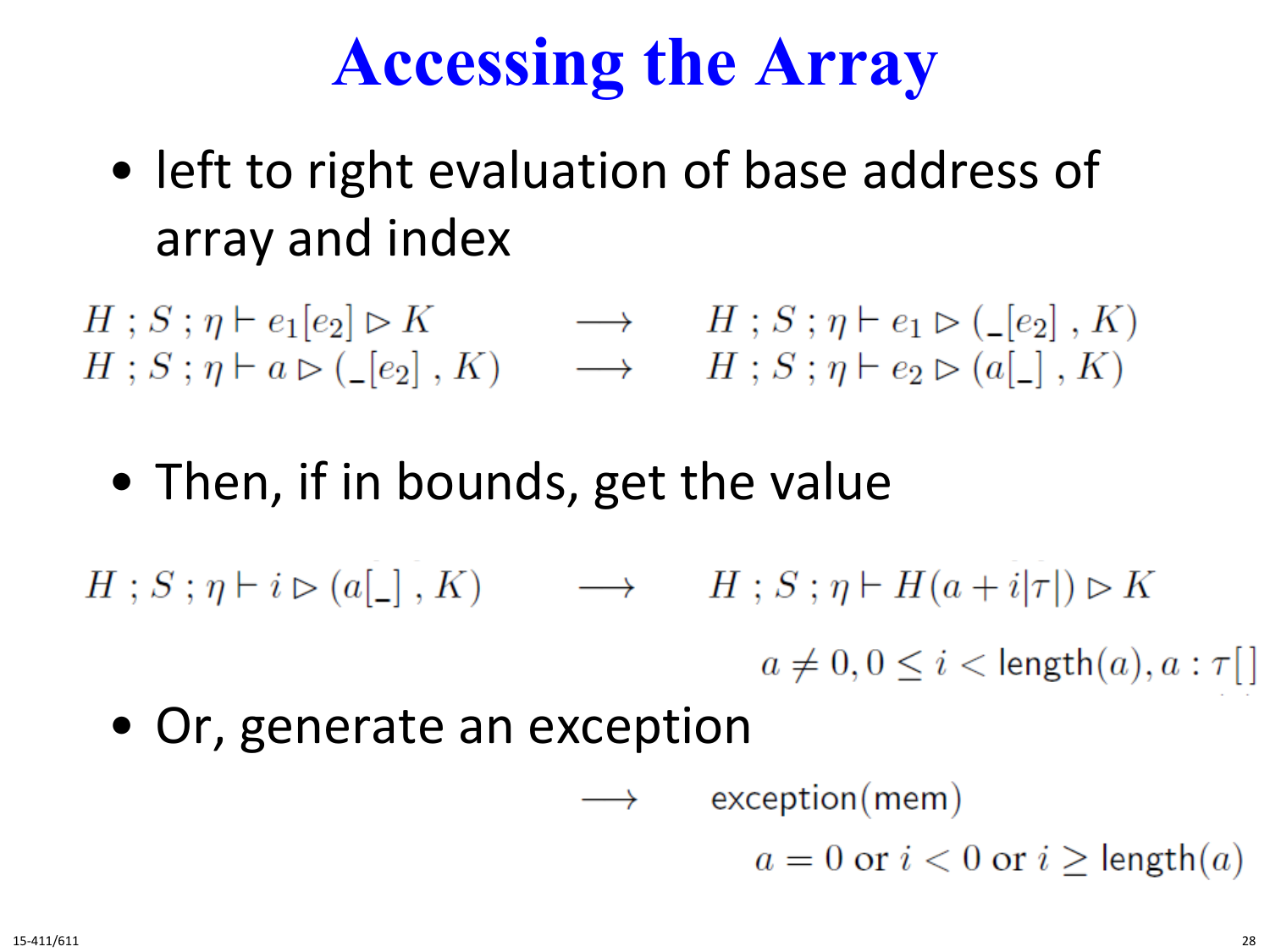# Accessing the Array

- left to right evaluation of base address of array and index

$$
\begin{array}{lcl}
H \,;\, S \,;\, \eta \vdash e_1[e_2] \rhd K & \longrightarrow & H \,;\, S \,;\, \eta \vdash e_1 \rhd (\_[e_2]\,,\, K) \\
H \,;\, S \,;\, \eta \vdash a \rhd (\_[e_2]\,,\, K) & \longrightarrow & H \,;\, S \,;\, \eta \vdash e_2 \rhd (a[\_]\,,\, K)
\end{array}
$$

- Then, if in bounds, get the value

$$
H \,;\, S \,;\, \eta \vdash i \rhd (a[\_]\,,\, K) \quad \longrightarrow \quad H \,;\, S \,;\, \eta \vdash H(a + i|\tau|) \rhd K
$$

$$
a \neq 0, 0 \leq i < \text{length}(a), a : \tau[\,]
$$

- Or, generate an exception

$$
\longrightarrow \quad \text{exception(mem)}
$$

$$
a = 0 \text{ or } i < 0 \text{ or } i \geq \text{length}(a)
$$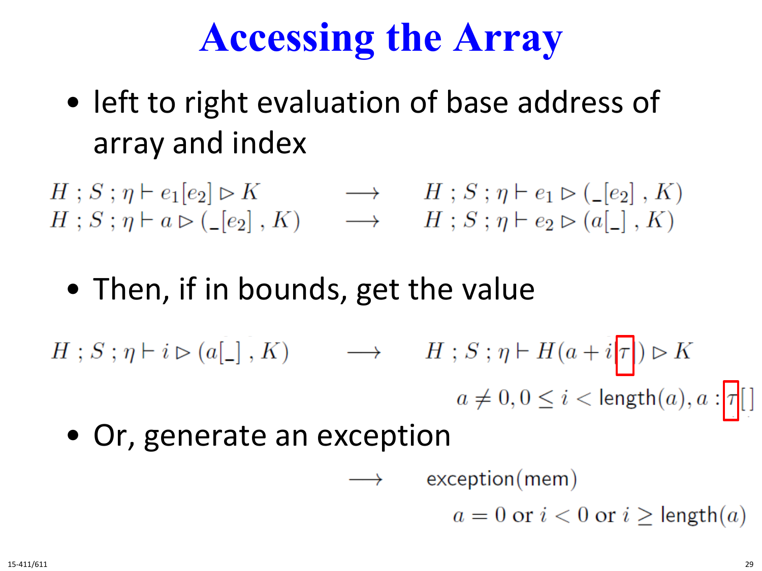# Accessing the Array

- left to right evaluation of base address of array and index

$$H\ ;S\ ;\eta \vdash e_1[e_2] \rhd K \quad \longrightarrow \quad H\ ;S\ ;\eta \vdash e_1 \rhd (\_[e_2]\ ,K)$$

$$H\ ;S\ ;\eta \vdash a \rhd (\_[e_2]\ ,K) \quad \longrightarrow \quad H\ ;S\ ;\eta \vdash e_2 \rhd (a[\_]\ ,K)$$

- Then, if in bounds, get the value

$$H\ ;S\ ;\eta \vdash i \rhd (a[\_]\ ,K) \quad \longrightarrow \quad H\ ;S\ ;\eta \vdash H(a + i|\tau|) \rhd K$$

$$a \neq 0, 0 \leq i < \mathsf{length}(a), a : \tau[\,]$$

- Or, generate an exception

$$\longrightarrow \quad \mathsf{exception(mem)}$$

$$a = 0 \text{ or } i < 0 \text{ or } i \geq \mathsf{length}(a)$$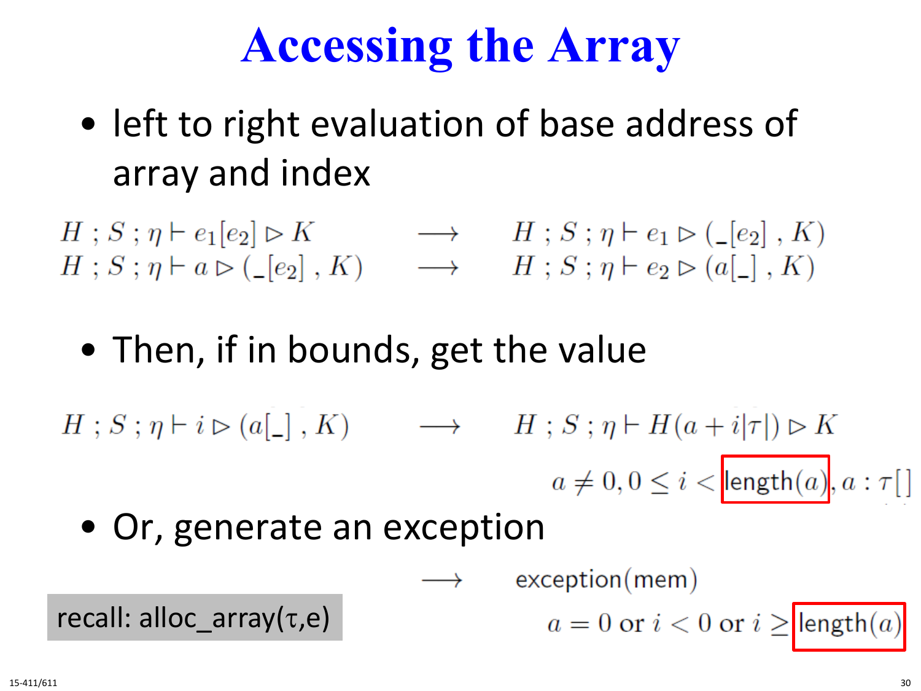# Accessing the Array

- left to right evaluation of base address of array and index

$$H \,;\, S \,;\, \eta \vdash e_1[e_2] \rhd K \quad \longrightarrow \quad H \,;\, S \,;\, \eta \vdash e_1 \rhd (\_[e_2] \,,\, K)$$

$$H \,;\, S \,;\, \eta \vdash a \rhd (\_[e_2] \,,\, K) \quad \longrightarrow \quad H \,;\, S \,;\, \eta \vdash e_2 \rhd (a[\_] \,,\, K)$$

- Then, if in bounds, get the value

$$H \,;\, S \,;\, \eta \vdash i \rhd (a[\_] \,,\, K) \quad \longrightarrow \quad H \,;\, S \,;\, \eta \vdash H(a + i|\tau|) \rhd K$$

$$a \neq 0, 0 \leq i < \text{length}(a), a : \tau[\,]$$

- Or, generate an exception

$$\longrightarrow \quad \text{exception(mem)}$$

$$a = 0 \text{ or } i < 0 \text{ or } i \geq \text{length}(a)$$

recall: alloc_array(τ,e)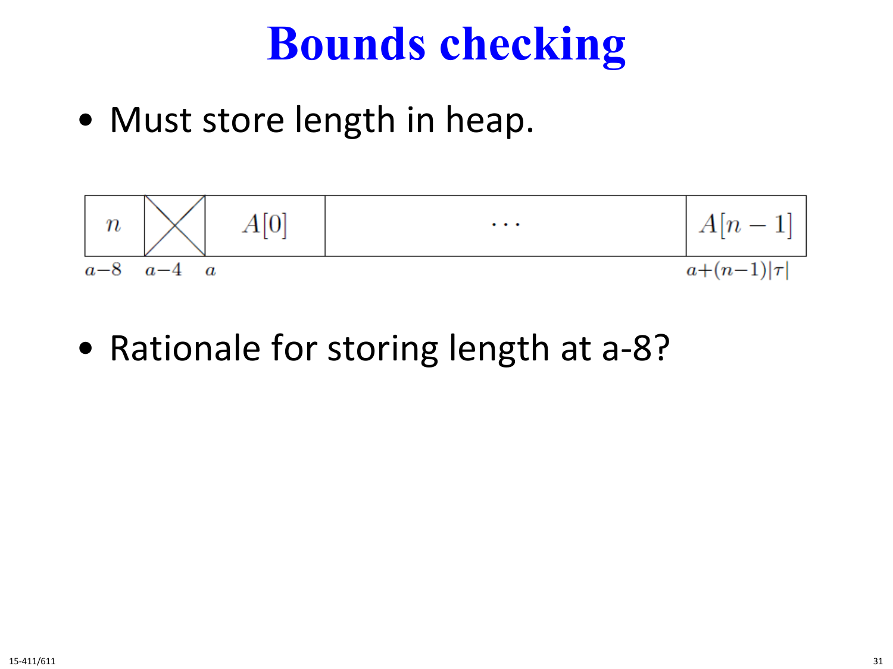# Bounds checking

- Must store length in heap.

| $n$ | ╳ | $A[0]$ | $\cdots$ | $A[n-1]$ |
|---|---|---|---|---|
| $a-8$ | $a-4$ | $a$ | | $a+(n-1)\vert\tau\vert$ |

- Rationale for storing length at a-8?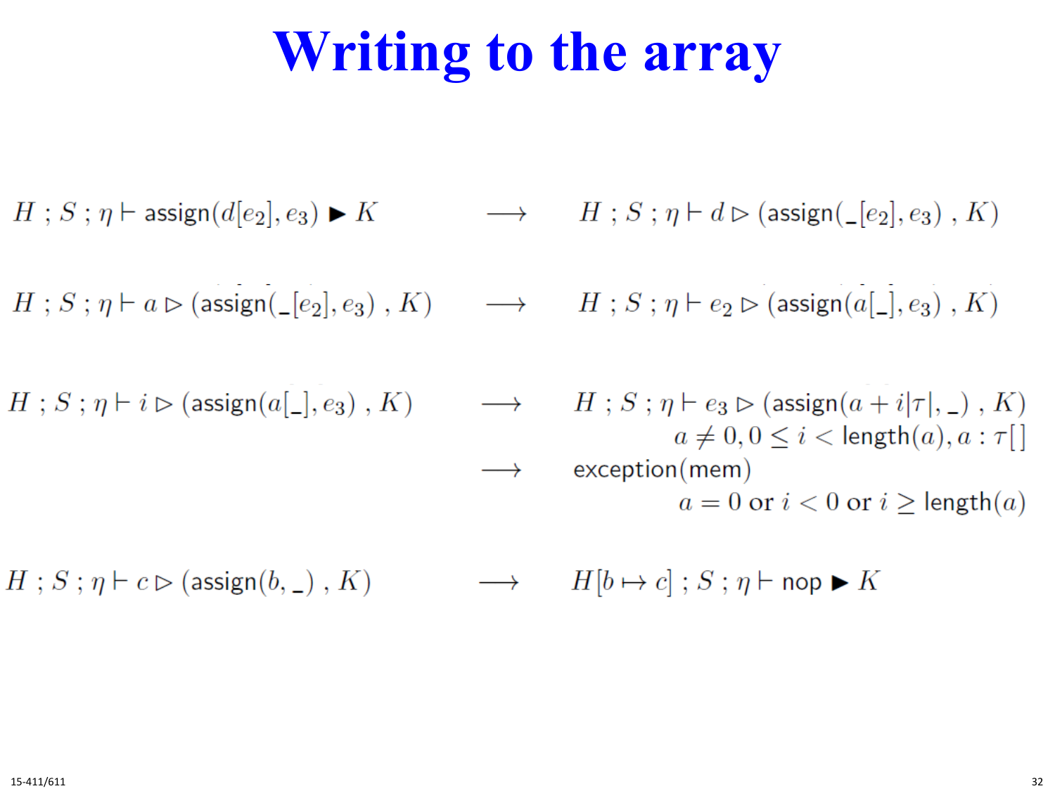# Writing to the array

$$H \; ; S \; ; \eta \vdash \mathsf{assign}(d[e_2], e_3) \blacktriangleright K \quad \longrightarrow \quad H \; ; S \; ; \eta \vdash d \rhd (\mathsf{assign}(\_[e_2], e_3) \; , K)$$

$$H \; ; S \; ; \eta \vdash a \rhd (\mathsf{assign}(\_[e_2], e_3) \; , K) \quad \longrightarrow \quad H \; ; S \; ; \eta \vdash e_2 \rhd (\mathsf{assign}(a[\_], e_3) \; , K)$$

$$H \; ; S \; ; \eta \vdash i \rhd (\mathsf{assign}(a[\_], e_3) \; , K) \quad \longrightarrow \quad H \; ; S \; ; \eta \vdash e_3 \rhd (\mathsf{assign}(a + i|\tau|, \_) \; , K)$$

$$a \neq 0, 0 \leq i < \mathsf{length}(a), a : \tau[\,]$$

$$\longrightarrow \quad \mathsf{exception}(\mathsf{mem})$$

$$a = 0 \text{ or } i < 0 \text{ or } i \geq \mathsf{length}(a)$$

$$H \; ; S \; ; \eta \vdash c \rhd (\mathsf{assign}(b, \_) \; , K) \quad \longrightarrow \quad H[b \mapsto c] \; ; S \; ; \eta \vdash \mathsf{nop} \blacktriangleright K$$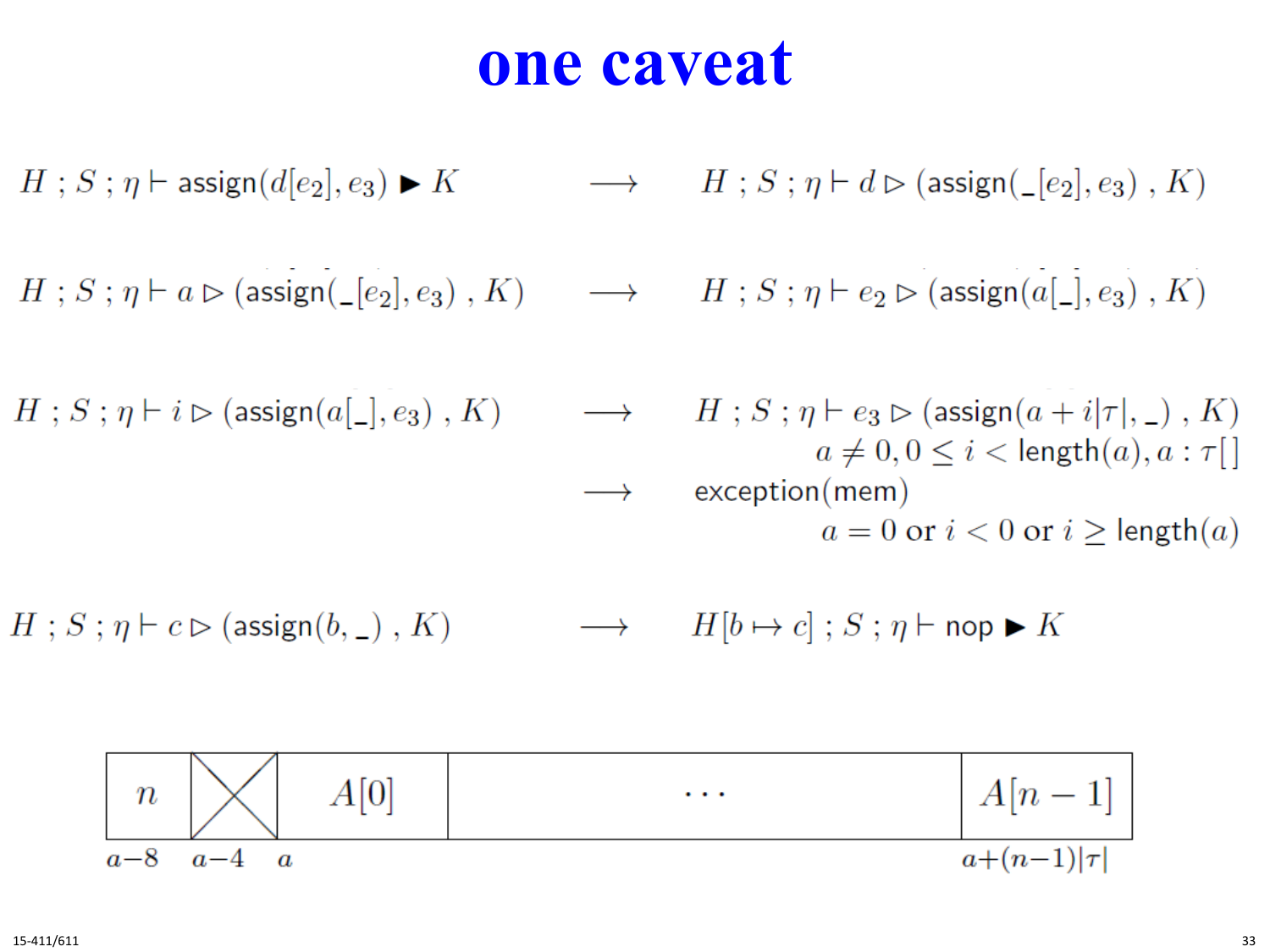# one caveat

$$H \; ; S \; ; \eta \vdash \mathsf{assign}(d[e_2], e_3) \blacktriangleright K \quad \longrightarrow \quad H \; ; S \; ; \eta \vdash d \rhd (\mathsf{assign}(\_[e_2], e_3) \; , K)$$

$$H \; ; S \; ; \eta \vdash a \rhd (\mathsf{assign}(\_[e_2], e_3) \; , K) \quad \longrightarrow \quad H \; ; S \; ; \eta \vdash e_2 \rhd (\mathsf{assign}(a[\_], e_3) \; , K)$$

$$H \; ; S \; ; \eta \vdash i \rhd (\mathsf{assign}(a[\_], e_3) \; , K) \quad \longrightarrow \quad H \; ; S \; ; \eta \vdash e_3 \rhd (\mathsf{assign}(a + i|\tau|, \_) \; , K)$$

$$a \neq 0, 0 \leq i < \mathsf{length}(a), a : \tau[\,]$$

$$\longrightarrow \quad \mathsf{exception}(\mathsf{mem})$$

$$a = 0 \text{ or } i < 0 \text{ or } i \geq \mathsf{length}(a)$$

$$H \; ; S \; ; \eta \vdash c \rhd (\mathsf{assign}(b, \_) \; , K) \quad \longrightarrow \quad H[b \mapsto c] \; ; S \; ; \eta \vdash \mathsf{nop} \blacktriangleright K$$

| $n$ | ╳ | $A[0]$ | $\cdots$ | $A[n-1]$ |
|---|---|---|---|---|
| $a-8$ | $a-4$ | $a$ | | $a+(n-1)\lvert\tau\rvert$ |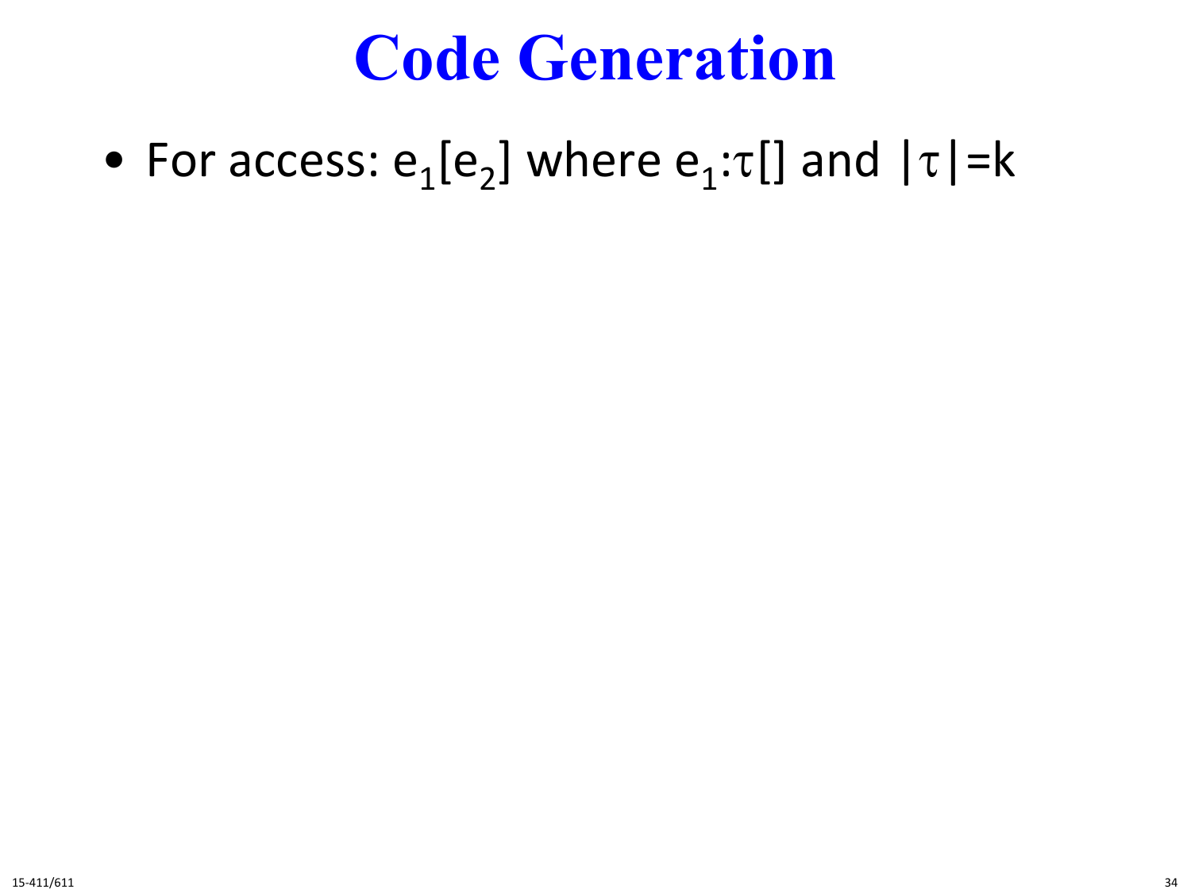# Code Generation

- For access: $e_1[e_2]$ where $e_1$:$\tau$[] and $|\tau|$=k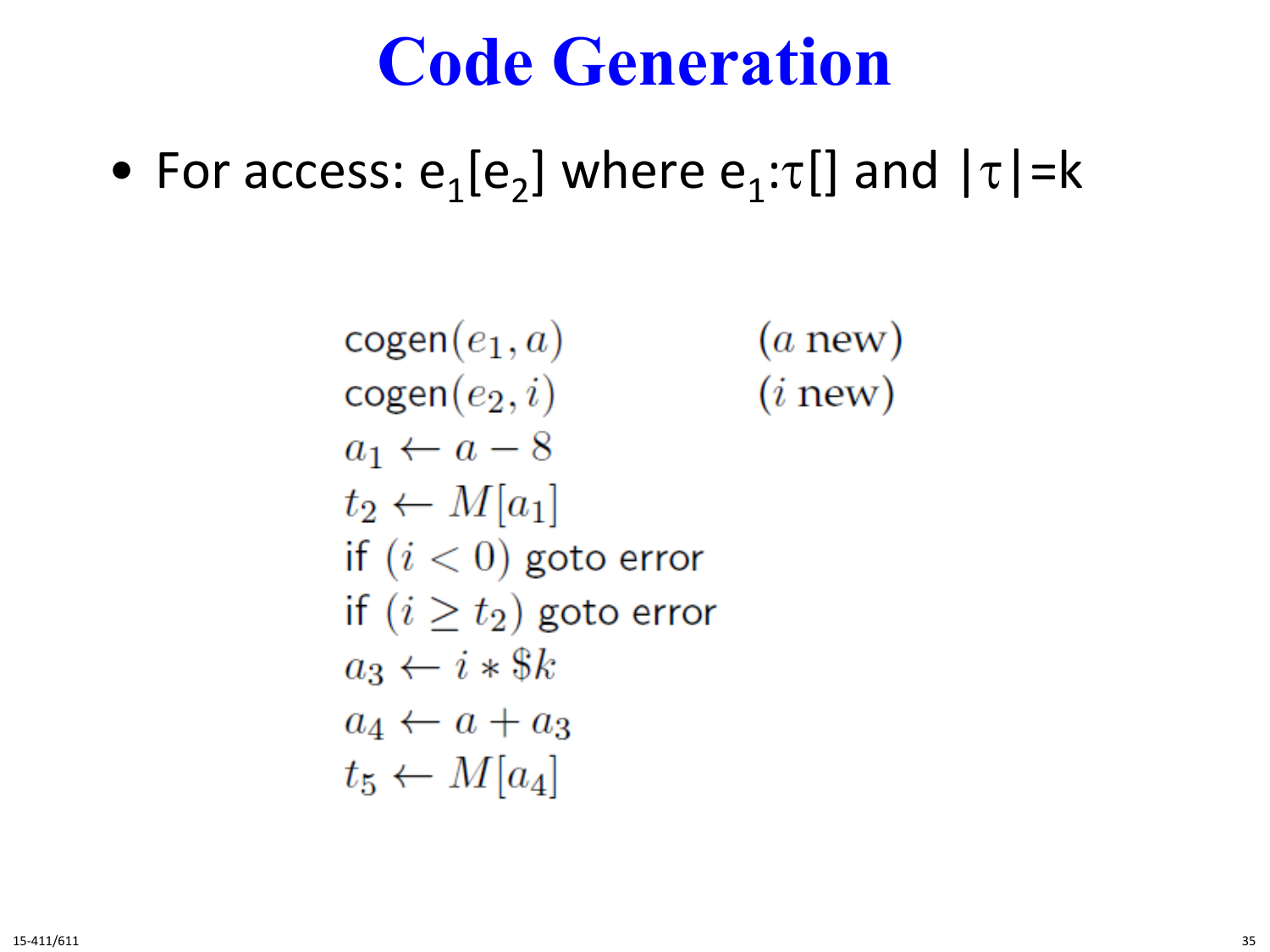# Code Generation

- For access: $e_1[e_2]$ where $e_1$:$\tau$[] and $|\tau|$=k

$$
\begin{array}{ll}
\mathsf{cogen}(e_1, a) & (a \text{ new}) \\
\mathsf{cogen}(e_2, i) & (i \text{ new}) \\
a_1 \leftarrow a - 8 & \\
t_2 \leftarrow M[a_1] & \\
\text{if } (i < 0) \text{ goto error} & \\
\text{if } (i \geq t_2) \text{ goto error} & \\
a_3 \leftarrow i * \$k & \\
a_4 \leftarrow a + a_3 & \\
t_5 \leftarrow M[a_4] &
\end{array}
$$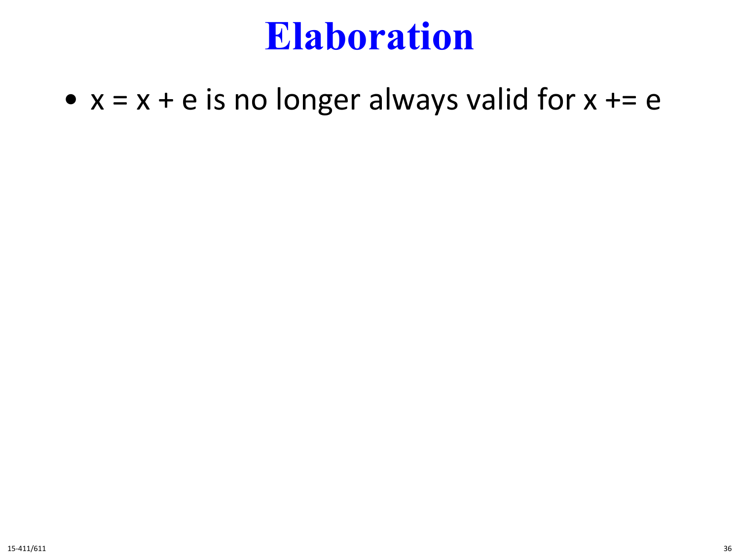# Elaboration

- x = x + e is no longer always valid for x += e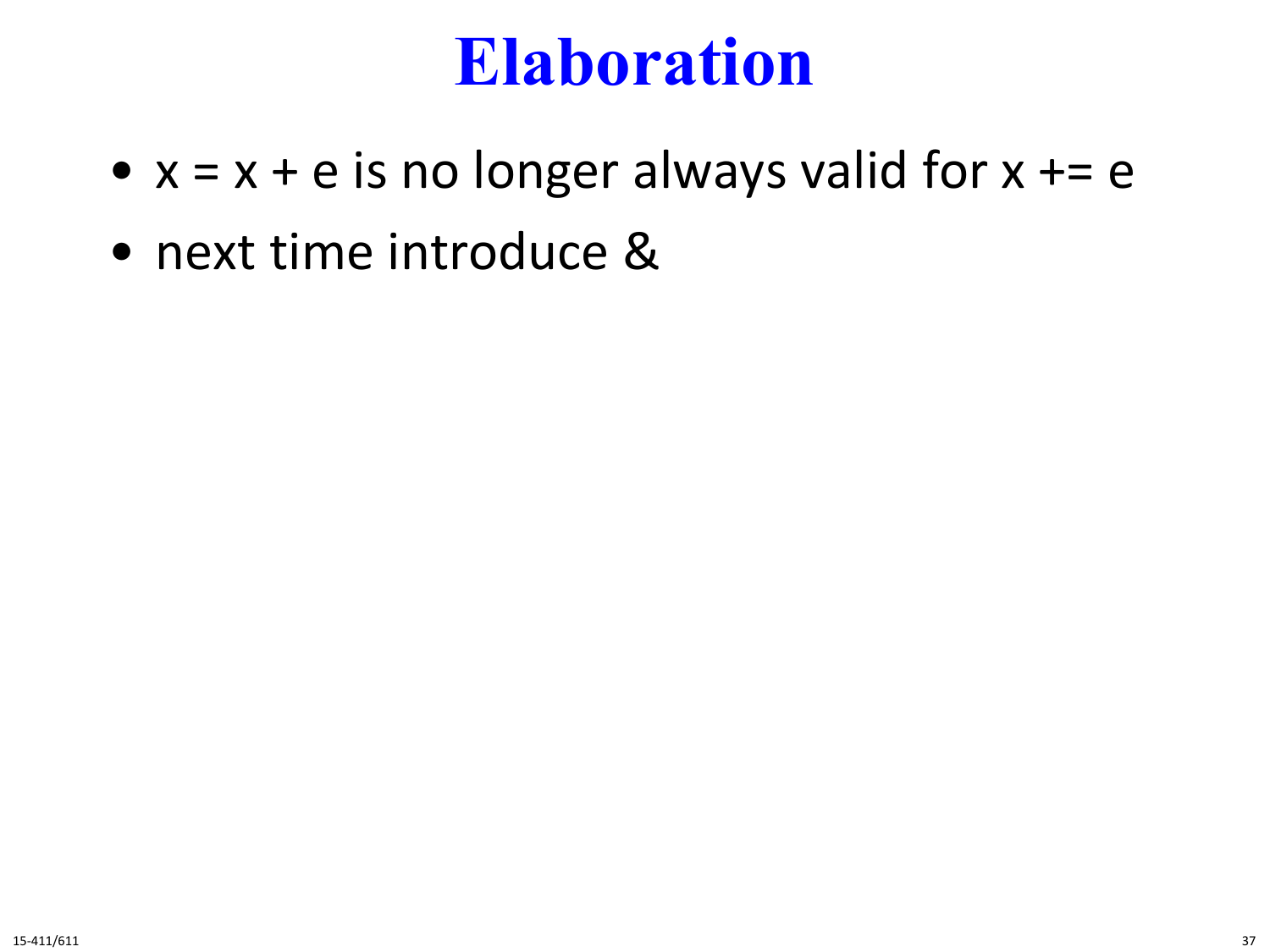# Elaboration

- x = x + e is no longer always valid for x += e
- next time introduce &